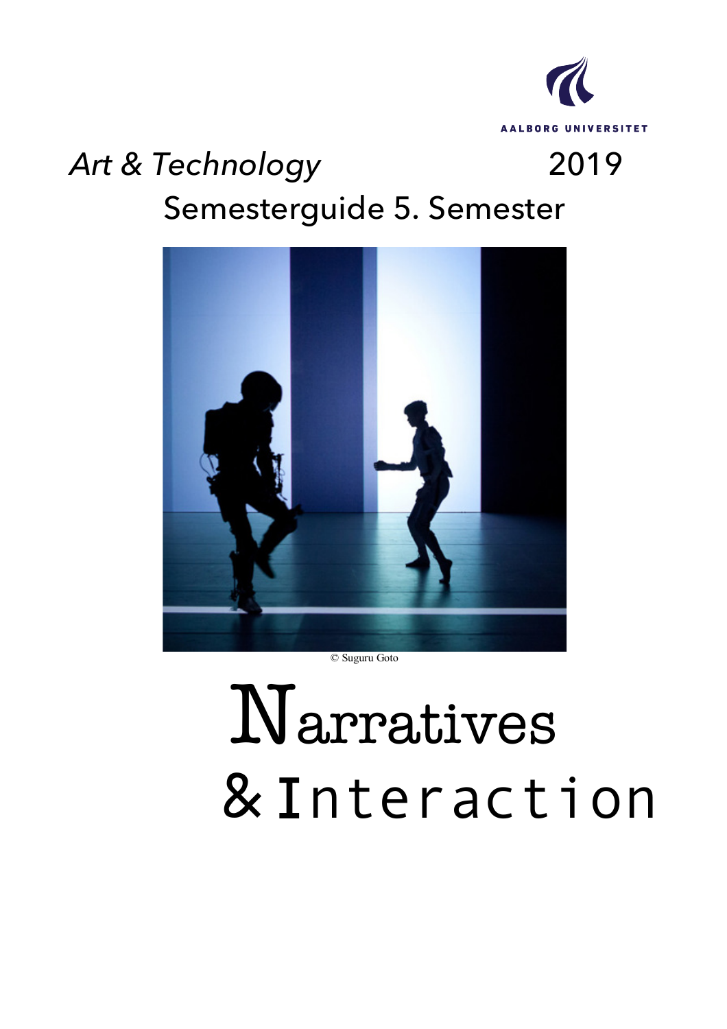AALBORG UNIVERSITET

*Art & Technology* 2019

Semesterguide 5. Semester

© Suguru Goto

# Narratives & Interaction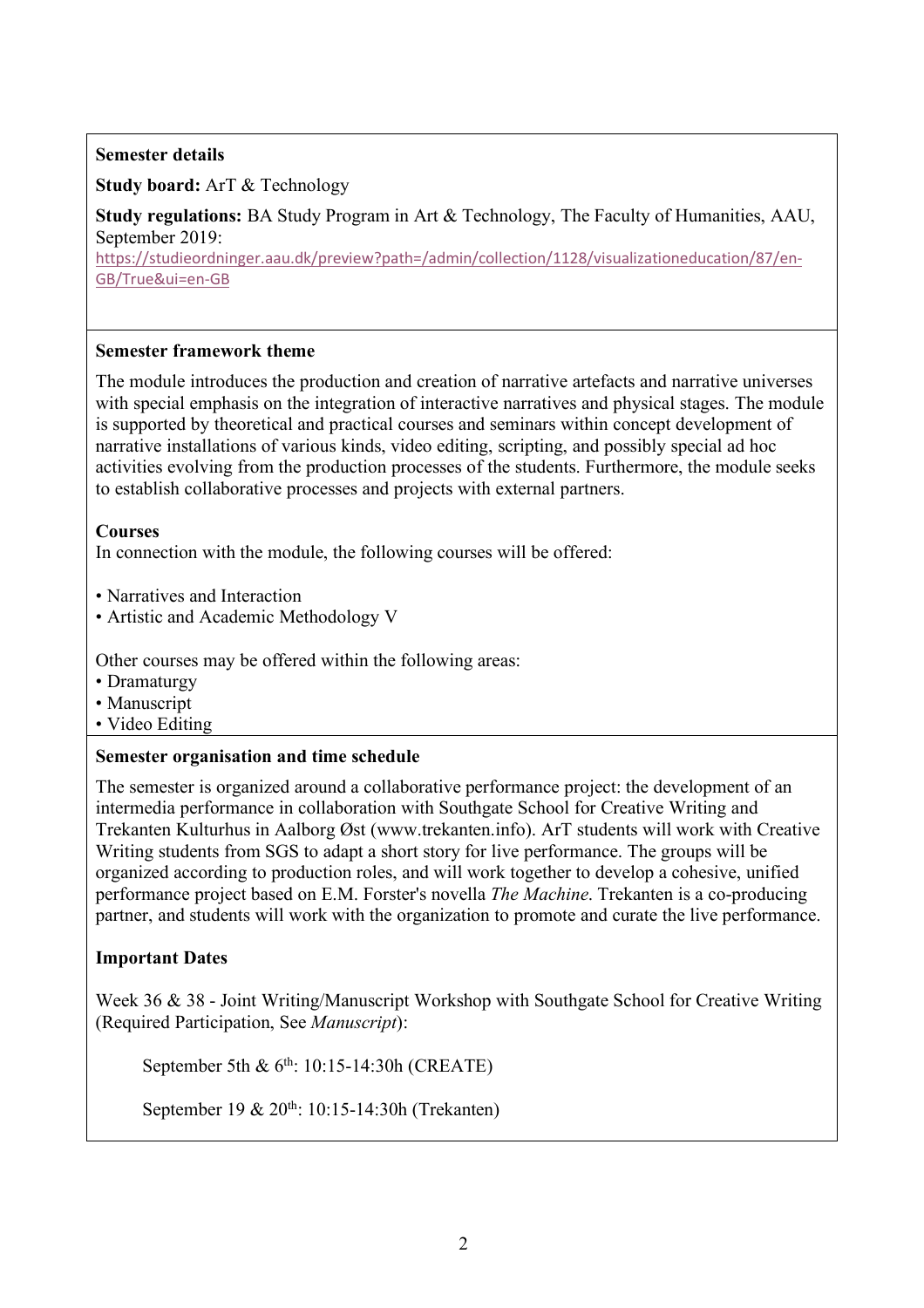**Semester details**

**Study board:** ArT & Technology

**Study regulations:** BA Study Program in Art & Technology, The Faculty of Humanities, AAU, September 2019:
https://studieordninger.aau.dk/preview?path=/admin/collection/1128/visualizationeducation/87/en-GB/True&ui=en-GB

**Semester framework theme**

The module introduces the production and creation of narrative artefacts and narrative universes with special emphasis on the integration of interactive narratives and physical stages. The module is supported by theoretical and practical courses and seminars within concept development of narrative installations of various kinds, video editing, scripting, and possibly special ad hoc activities evolving from the production processes of the students. Furthermore, the module seeks to establish collaborative processes and projects with external partners.

**Courses**

In connection with the module, the following courses will be offered:

- Narratives and Interaction
- Artistic and Academic Methodology V

Other courses may be offered within the following areas:

- Dramaturgy
- Manuscript
- Video Editing

**Semester organisation and time schedule**

The semester is organized around a collaborative performance project: the development of an intermedia performance in collaboration with Southgate School for Creative Writing and Trekanten Kulturhus in Aalborg Øst (www.trekanten.info). ArT students will work with Creative Writing students from SGS to adapt a short story for live performance. The groups will be organized according to production roles, and will work together to develop a cohesive, unified performance project based on E.M. Forster's novella *The Machine*. Trekanten is a co-producing partner, and students will work with the organization to promote and curate the live performance.

**Important Dates**

Week 36 & 38 - Joint Writing/Manuscript Workshop with Southgate School for Creative Writing (Required Participation, See *Manuscript*):

September 5th & 6th: 10:15-14:30h (CREATE)

September 19 & 20th: 10:15-14:30h (Trekanten)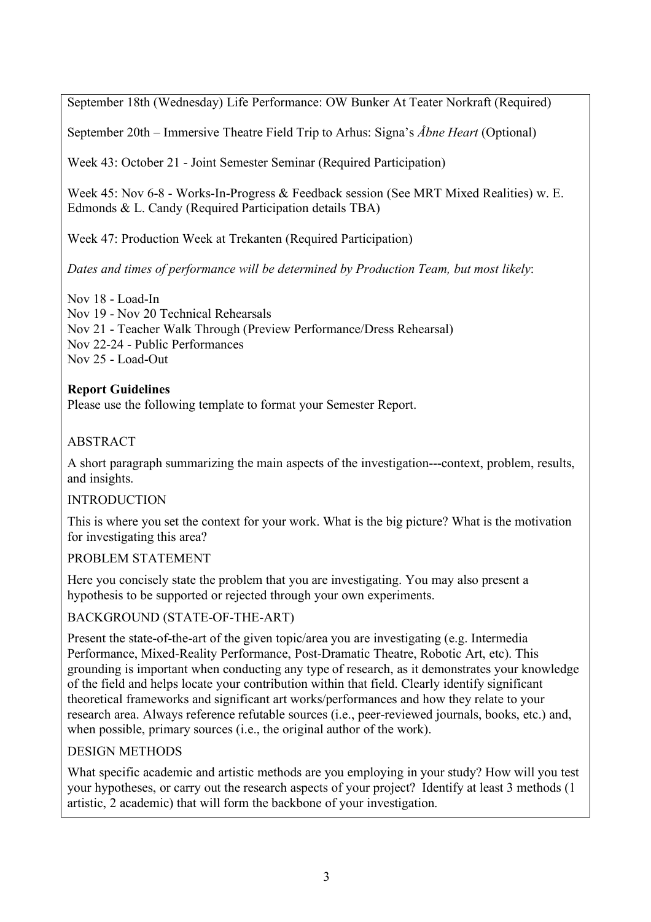September 18th (Wednesday) Life Performance: OW Bunker At Teater Norkraft (Required)

September 20th – Immersive Theatre Field Trip to Arhus: Signa's *Åbne Heart* (Optional)

Week 43: October 21 - Joint Semester Seminar (Required Participation)

Week 45: Nov 6-8 - Works-In-Progress & Feedback session (See MRT Mixed Realities) w. E. Edmonds & L. Candy (Required Participation details TBA)

Week 47: Production Week at Trekanten (Required Participation)

*Dates and times of performance will be determined by Production Team, but most likely*:

Nov 18 - Load-In
Nov 19 - Nov 20 Technical Rehearsals
Nov 21 - Teacher Walk Through (Preview Performance/Dress Rehearsal)
Nov 22-24 - Public Performances
Nov 25 - Load-Out

**Report Guidelines**

Please use the following template to format your Semester Report.

ABSTRACT

A short paragraph summarizing the main aspects of the investigation---context, problem, results, and insights.

INTRODUCTION

This is where you set the context for your work. What is the big picture? What is the motivation for investigating this area?

PROBLEM STATEMENT

Here you concisely state the problem that you are investigating. You may also present a hypothesis to be supported or rejected through your own experiments.

BACKGROUND (STATE-OF-THE-ART)

Present the state-of-the-art of the given topic/area you are investigating (e.g. Intermedia Performance, Mixed-Reality Performance, Post-Dramatic Theatre, Robotic Art, etc). This grounding is important when conducting any type of research, as it demonstrates your knowledge of the field and helps locate your contribution within that field. Clearly identify significant theoretical frameworks and significant art works/performances and how they relate to your research area. Always reference refutable sources (i.e., peer-reviewed journals, books, etc.) and, when possible, primary sources (i.e., the original author of the work).

DESIGN METHODS

What specific academic and artistic methods are you employing in your study? How will you test your hypotheses, or carry out the research aspects of your project? Identify at least 3 methods (1 artistic, 2 academic) that will form the backbone of your investigation.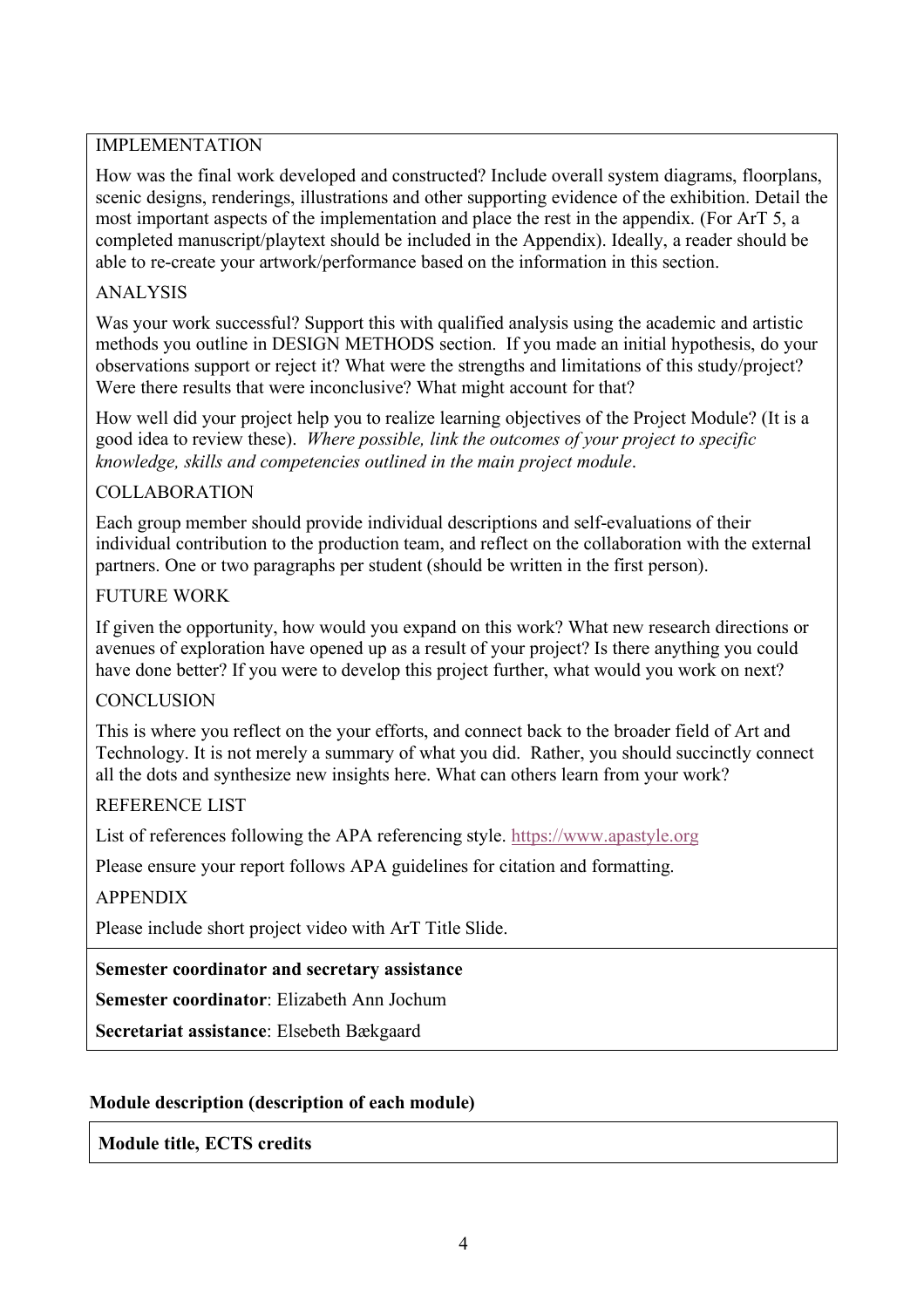IMPLEMENTATION

How was the final work developed and constructed? Include overall system diagrams, floorplans, scenic designs, renderings, illustrations and other supporting evidence of the exhibition. Detail the most important aspects of the implementation and place the rest in the appendix. (For ArT 5, a completed manuscript/playtext should be included in the Appendix). Ideally, a reader should be able to re-create your artwork/performance based on the information in this section.

ANALYSIS

Was your work successful? Support this with qualified analysis using the academic and artistic methods you outline in DESIGN METHODS section. If you made an initial hypothesis, do your observations support or reject it? What were the strengths and limitations of this study/project? Were there results that were inconclusive? What might account for that?

How well did your project help you to realize learning objectives of the Project Module? (It is a good idea to review these). *Where possible, link the outcomes of your project to specific knowledge, skills and competencies outlined in the main project module*.

COLLABORATION

Each group member should provide individual descriptions and self-evaluations of their individual contribution to the production team, and reflect on the collaboration with the external partners. One or two paragraphs per student (should be written in the first person).

FUTURE WORK

If given the opportunity, how would you expand on this work? What new research directions or avenues of exploration have opened up as a result of your project? Is there anything you could have done better? If you were to develop this project further, what would you work on next?

CONCLUSION

This is where you reflect on the your efforts, and connect back to the broader field of Art and Technology. It is not merely a summary of what you did. Rather, you should succinctly connect all the dots and synthesize new insights here. What can others learn from your work?

REFERENCE LIST

List of references following the APA referencing style. https://www.apastyle.org

Please ensure your report follows APA guidelines for citation and formatting.

APPENDIX

Please include short project video with ArT Title Slide.

**Semester coordinator and secretary assistance**

**Semester coordinator**: Elizabeth Ann Jochum

**Secretariat assistance**: Elsebeth Bækgaard

**Module description (description of each module)**

**Module title, ECTS credits**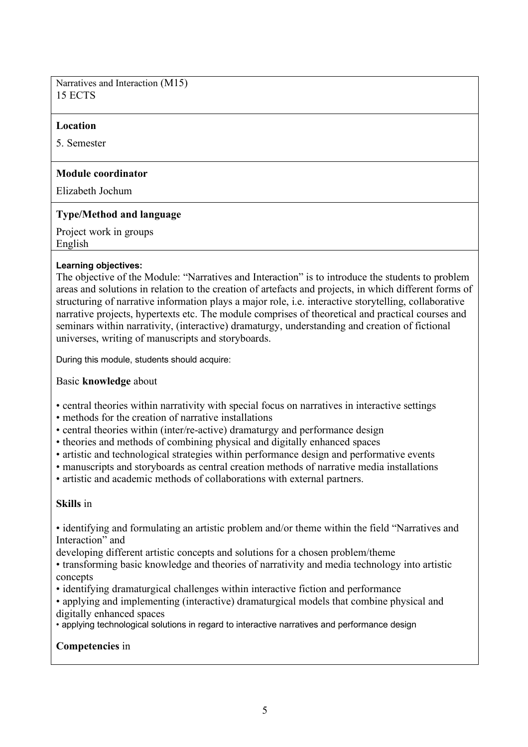Narratives and Interaction (M15)
15 ECTS

**Location**

5. Semester

**Module coordinator**

Elizabeth Jochum

**Type/Method and language**

Project work in groups
English

**Learning objectives:**
The objective of the Module: "Narratives and Interaction" is to introduce the students to problem areas and solutions in relation to the creation of artefacts and projects, in which different forms of structuring of narrative information plays a major role, i.e. interactive storytelling, collaborative narrative projects, hypertexts etc. The module comprises of theoretical and practical courses and seminars within narrativity, (interactive) dramaturgy, understanding and creation of fictional universes, writing of manuscripts and storyboards.

During this module, students should acquire:

Basic **knowledge** about

- central theories within narrativity with special focus on narratives in interactive settings
- methods for the creation of narrative installations
- central theories within (inter/re-active) dramaturgy and performance design
- theories and methods of combining physical and digitally enhanced spaces
- artistic and technological strategies within performance design and performative events
- manuscripts and storyboards as central creation methods of narrative media installations
- artistic and academic methods of collaborations with external partners.

**Skills** in

- identifying and formulating an artistic problem and/or theme within the field "Narratives and Interaction" and
developing different artistic concepts and solutions for a chosen problem/theme
- transforming basic knowledge and theories of narrativity and media technology into artistic concepts
- identifying dramaturgical challenges within interactive fiction and performance
- applying and implementing (interactive) dramaturgical models that combine physical and digitally enhanced spaces
- applying technological solutions in regard to interactive narratives and performance design

**Competencies** in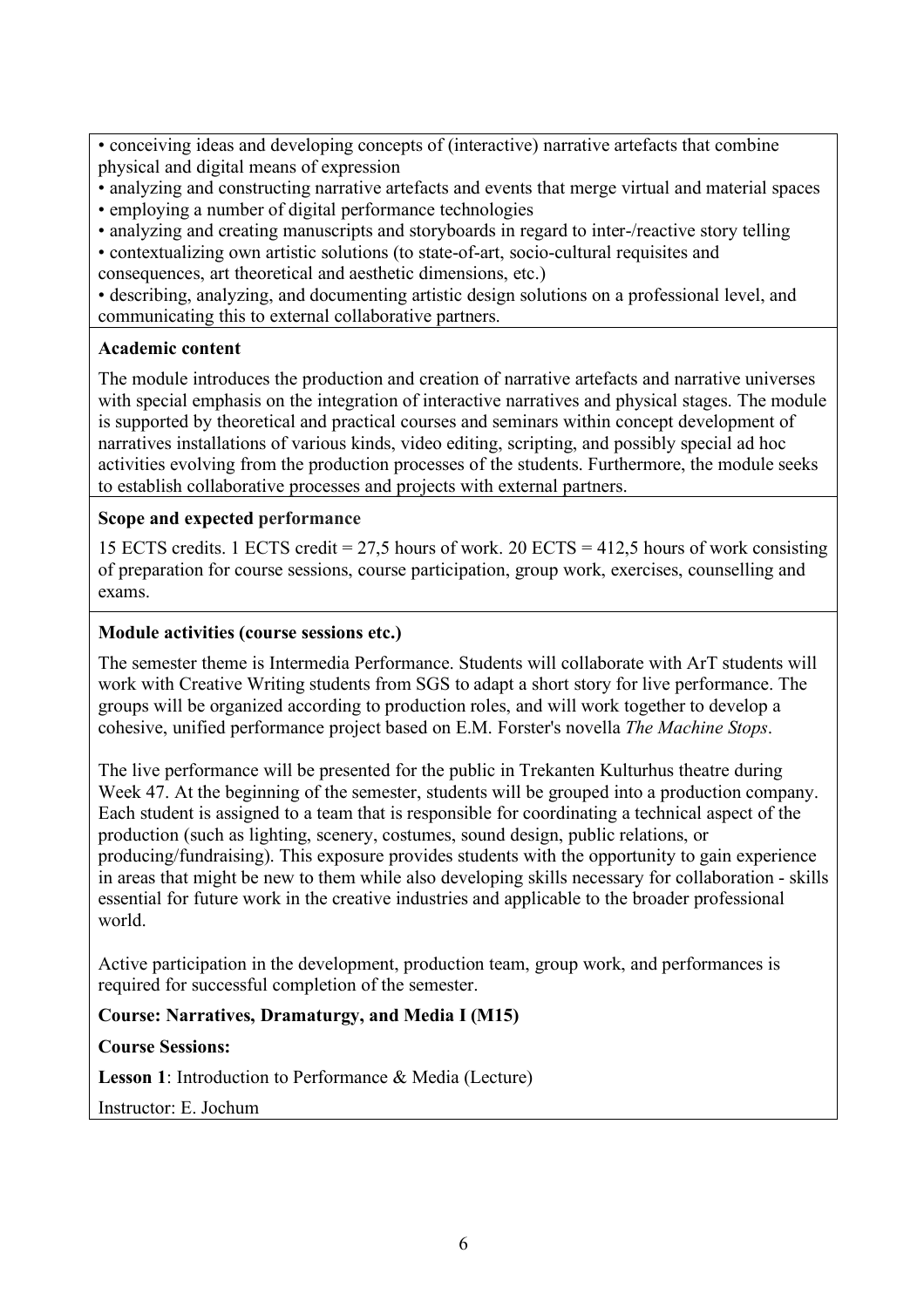- conceiving ideas and developing concepts of (interactive) narrative artefacts that combine physical and digital means of expression
- analyzing and constructing narrative artefacts and events that merge virtual and material spaces
- employing a number of digital performance technologies
- analyzing and creating manuscripts and storyboards in regard to inter-/reactive story telling
- contextualizing own artistic solutions (to state-of-art, socio-cultural requisites and consequences, art theoretical and aesthetic dimensions, etc.)
- describing, analyzing, and documenting artistic design solutions on a professional level, and communicating this to external collaborative partners.

**Academic content**

The module introduces the production and creation of narrative artefacts and narrative universes with special emphasis on the integration of interactive narratives and physical stages. The module is supported by theoretical and practical courses and seminars within concept development of narratives installations of various kinds, video editing, scripting, and possibly special ad hoc activities evolving from the production processes of the students. Furthermore, the module seeks to establish collaborative processes and projects with external partners.

**Scope and expected performance**

15 ECTS credits. 1 ECTS credit = 27,5 hours of work. 20 ECTS = 412,5 hours of work consisting of preparation for course sessions, course participation, group work, exercises, counselling and exams.

**Module activities (course sessions etc.)**

The semester theme is Intermedia Performance. Students will collaborate with ArT students will work with Creative Writing students from SGS to adapt a short story for live performance. The groups will be organized according to production roles, and will work together to develop a cohesive, unified performance project based on E.M. Forster's novella *The Machine Stops*.

The live performance will be presented for the public in Trekanten Kulturhus theatre during Week 47. At the beginning of the semester, students will be grouped into a production company. Each student is assigned to a team that is responsible for coordinating a technical aspect of the production (such as lighting, scenery, costumes, sound design, public relations, or producing/fundraising). This exposure provides students with the opportunity to gain experience in areas that might be new to them while also developing skills necessary for collaboration - skills essential for future work in the creative industries and applicable to the broader professional world.

Active participation in the development, production team, group work, and performances is required for successful completion of the semester.

**Course: Narratives, Dramaturgy, and Media I (M15)**

**Course Sessions:**

**Lesson 1**: Introduction to Performance & Media (Lecture)

Instructor: E. Jochum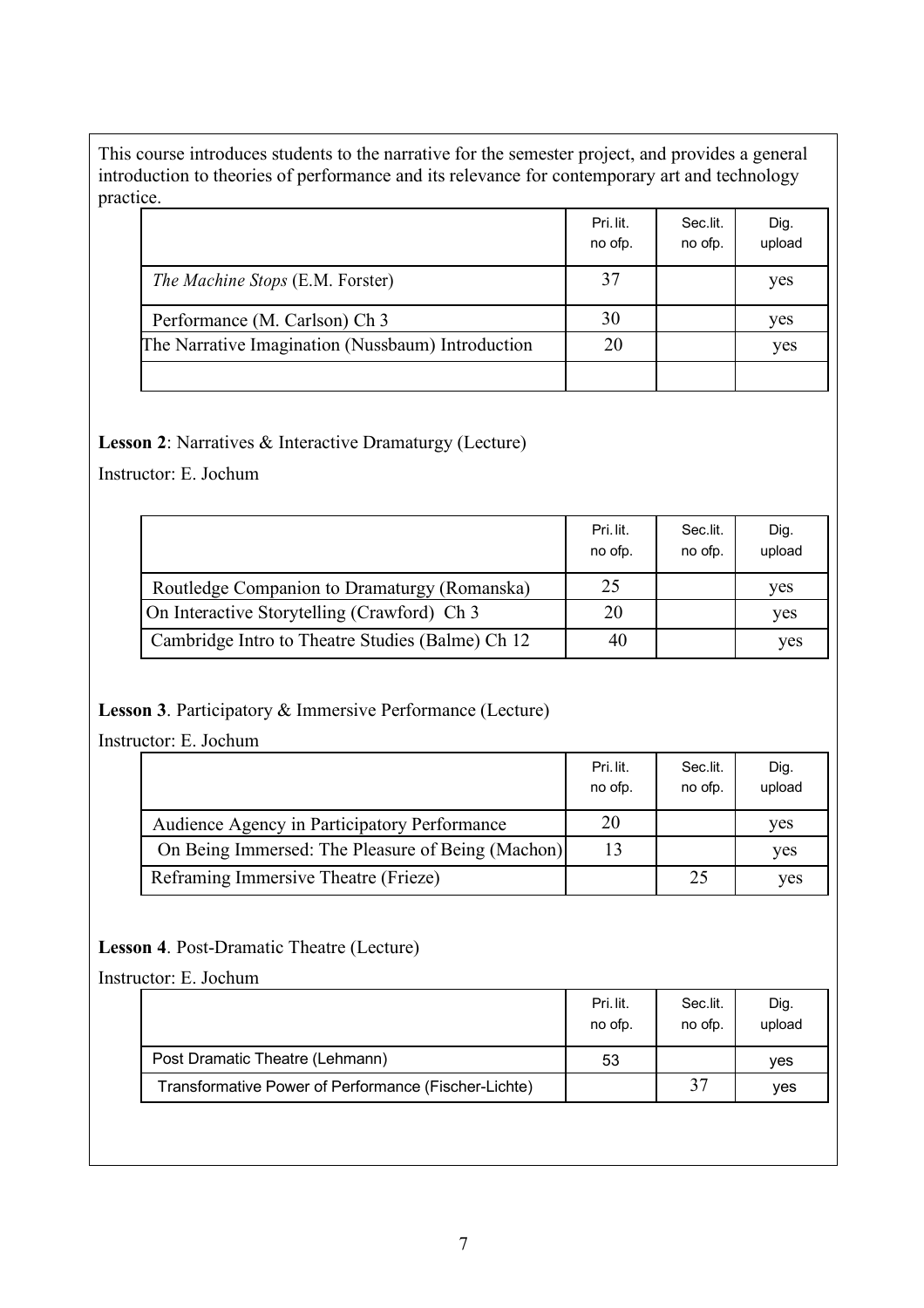This course introduces students to the narrative for the semester project, and provides a general introduction to theories of performance and its relevance for contemporary art and technology practice.

| | Pri. lit. no ofp. | Sec.lit. no ofp. | Dig. upload |
|---|---|---|---|
| *The Machine Stops* (E.M. Forster) | 37 | | yes |
| Performance (M. Carlson) Ch 3 | 30 | | yes |
| The Narrative Imagination (Nussbaum) Introduction | 20 | | yes |
| | | | |

**Lesson 2**: Narratives & Interactive Dramaturgy (Lecture)

Instructor: E. Jochum

| | Pri. lit. no ofp. | Sec.lit. no ofp. | Dig. upload |
|---|---|---|---|
| Routledge Companion to Dramaturgy (Romanska) | 25 | | yes |
| On Interactive Storytelling (Crawford) Ch 3 | 20 | | yes |
| Cambridge Intro to Theatre Studies (Balme) Ch 12 | 40 | | yes |

**Lesson 3**. Participatory & Immersive Performance (Lecture)

Instructor: E. Jochum

| | Pri. lit. no ofp. | Sec.lit. no ofp. | Dig. upload |
|---|---|---|---|
| Audience Agency in Participatory Performance | 20 | | yes |
| On Being Immersed: The Pleasure of Being (Machon) | 13 | | yes |
| Reframing Immersive Theatre (Frieze) | | 25 | yes |

**Lesson 4**. Post-Dramatic Theatre (Lecture)

Instructor: E. Jochum

| | Pri. lit. no ofp. | Sec.lit. no ofp. | Dig. upload |
|---|---|---|---|
| Post Dramatic Theatre (Lehmann) | 53 | | yes |
| Transformative Power of Performance (Fischer-Lichte) | | 37 | yes |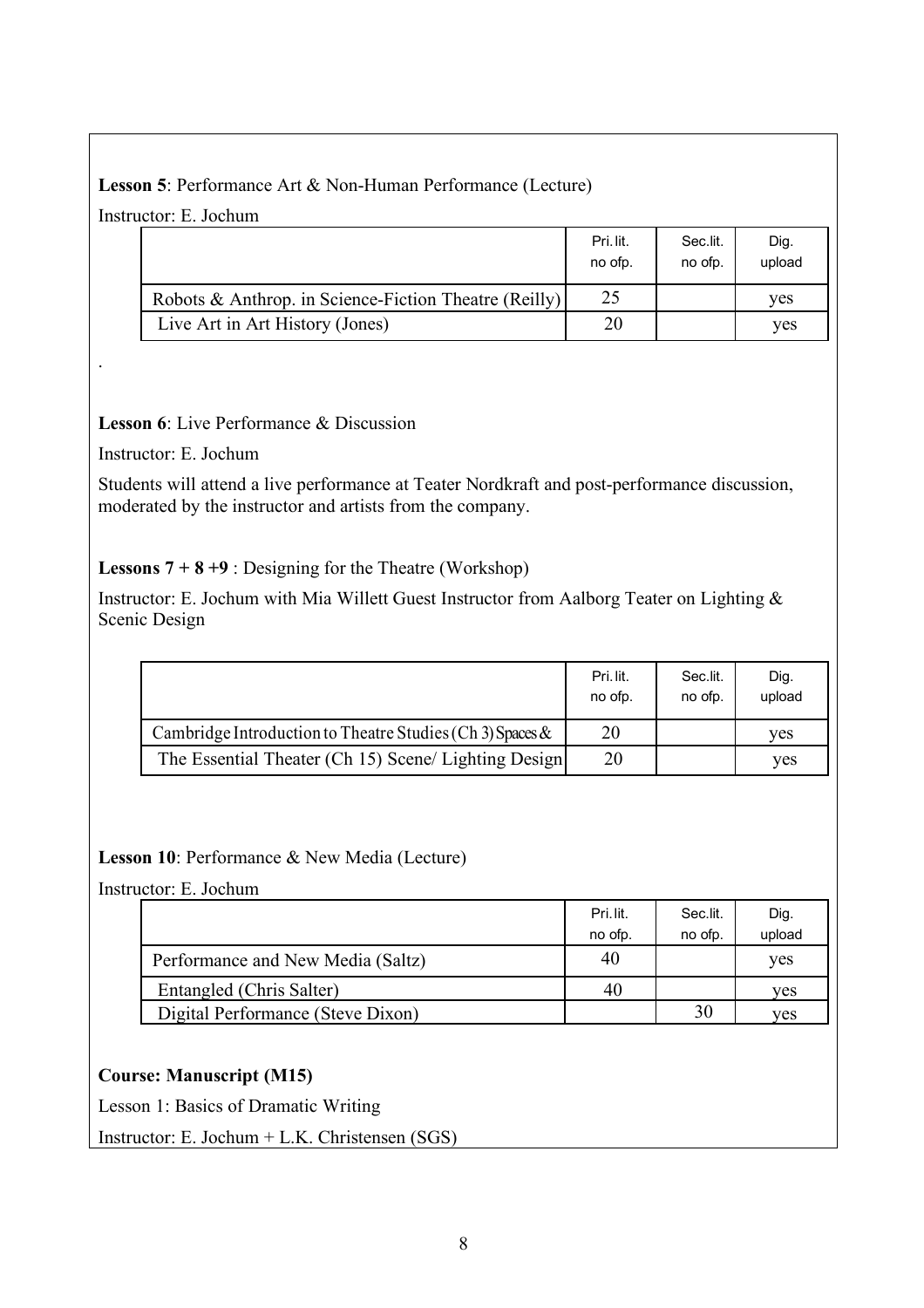**Lesson 5**: Performance Art & Non-Human Performance (Lecture)

Instructor: E. Jochum

| | Pri. lit. no ofp. | Sec.lit. no ofp. | Dig. upload |
|---|---|---|---|
| Robots & Anthrop. in Science-Fiction Theatre (Reilly) | 25 | | yes |
| Live Art in Art History (Jones) | 20 | | yes |

.

**Lesson 6**: Live Performance & Discussion

Instructor: E. Jochum

Students will attend a live performance at Teater Nordkraft and post-performance discussion, moderated by the instructor and artists from the company.

**Lessons 7 + 8 +9** : Designing for the Theatre (Workshop)

Instructor: E. Jochum with Mia Willett Guest Instructor from Aalborg Teater on Lighting & Scenic Design

| | Pri. lit. no ofp. | Sec.lit. no ofp. | Dig. upload |
|---|---|---|---|
| Cambridge Introduction to Theatre Studies (Ch 3) Spaces & | 20 | | yes |
| The Essential Theater (Ch 15) Scene/ Lighting Design | 20 | | yes |

**Lesson 10**: Performance & New Media (Lecture)

Instructor: E. Jochum

| | Pri. lit. no ofp. | Sec.lit. no ofp. | Dig. upload |
|---|---|---|---|
| Performance and New Media (Saltz) | 40 | | yes |
| Entangled (Chris Salter) | 40 | | yes |
| Digital Performance (Steve Dixon) | | 30 | yes |

**Course: Manuscript (M15)**

Lesson 1: Basics of Dramatic Writing

Instructor: E. Jochum + L.K. Christensen (SGS)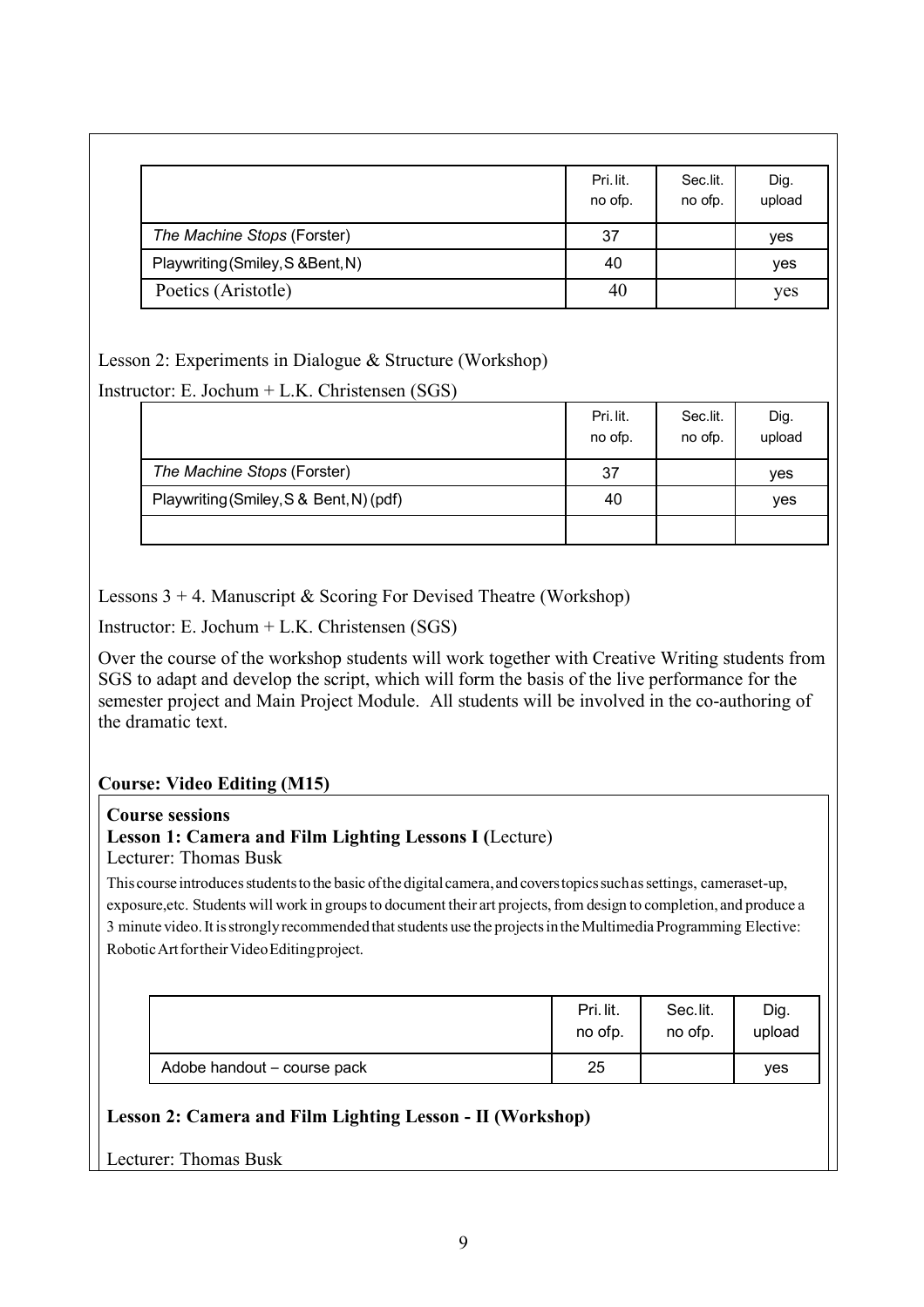| | Pri. lit. no ofp. | Sec.lit. no ofp. | Dig. upload |
|---|---|---|---|
| *The Machine Stops* (Forster) | 37 | | yes |
| Playwriting (Smiley, S &Bent, N) | 40 | | yes |
| Poetics (Aristotle) | 40 | | yes |

Lesson 2: Experiments in Dialogue & Structure (Workshop)

Instructor: E. Jochum + L.K. Christensen (SGS)

| | Pri. lit. no ofp. | Sec.lit. no ofp. | Dig. upload |
|---|---|---|---|
| *The Machine Stops* (Forster) | 37 | | yes |
| Playwriting (Smiley, S & Bent, N) (pdf) | 40 | | yes |
| | | | |

Lessons 3 + 4. Manuscript & Scoring For Devised Theatre (Workshop)

Instructor: E. Jochum + L.K. Christensen (SGS)

Over the course of the workshop students will work together with Creative Writing students from SGS to adapt and develop the script, which will form the basis of the live performance for the semester project and Main Project Module. All students will be involved in the co-authoring of the dramatic text.

**Course: Video Editing (M15)**

**Course sessions**

**Lesson 1: Camera and Film Lighting Lessons I (**Lecture)

Lecturer: Thomas Busk

This course introduces students to the basic of the digital camera, and covers topics such as settings, camera set-up, exposure, etc. Students will work in groups to document their art projects, from design to completion, and produce a 3 minute video. It is strongly recommended that students use the projects in the Multimedia Programming Elective: Robotic Art for their Video Editing project.

| | Pri. lit. no ofp. | Sec.lit. no ofp. | Dig. upload |
|---|---|---|---|
| Adobe handout – course pack | 25 | | yes |

**Lesson 2: Camera and Film Lighting Lesson - II (Workshop)**

Lecturer: Thomas Busk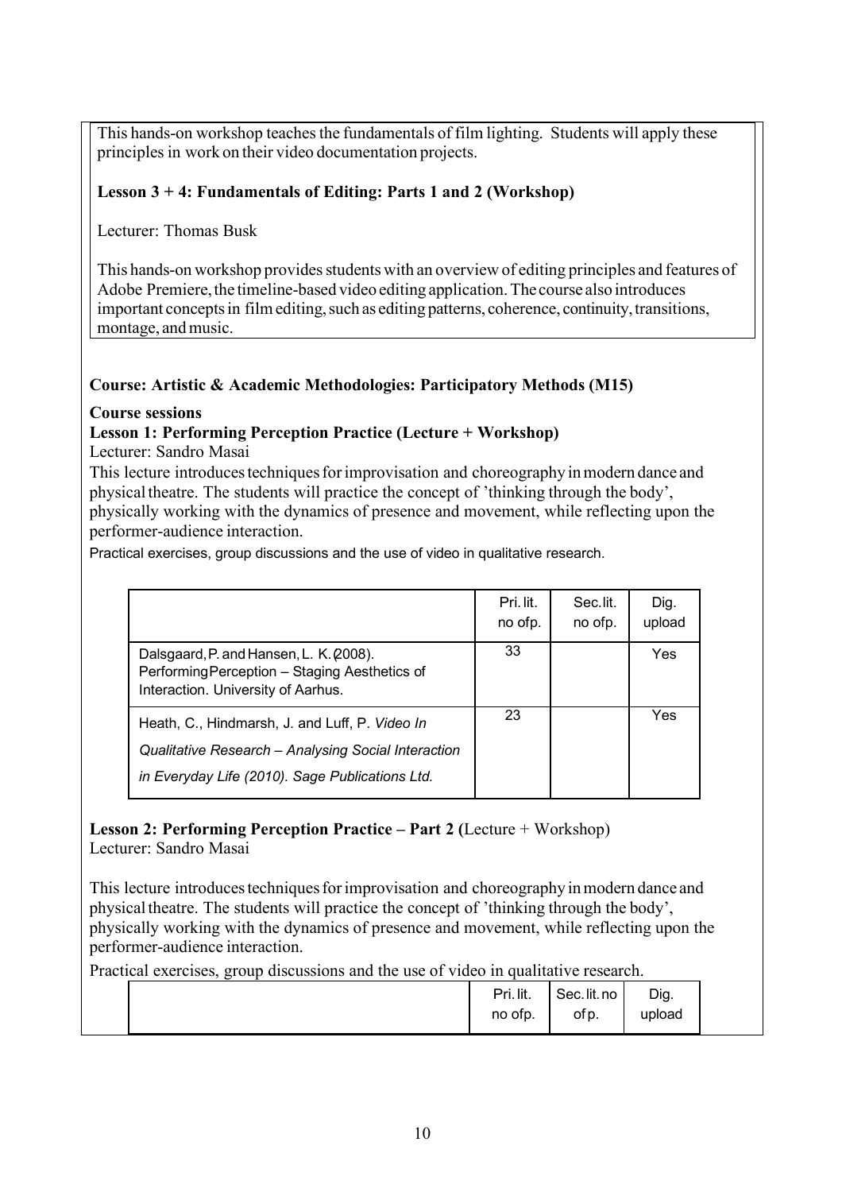This hands-on workshop teaches the fundamentals of film lighting. Students will apply these principles in work on their video documentation projects.

**Lesson 3 + 4: Fundamentals of Editing: Parts 1 and 2 (Workshop)**

Lecturer: Thomas Busk

This hands-on workshop provides students with an overview of editing principles and features of Adobe Premiere, the timeline-based video editing application. The course also introduces important concepts in film editing, such as editing patterns, coherence, continuity, transitions, montage, and music.

**Course: Artistic & Academic Methodologies: Participatory Methods (M15)**

**Course sessions**

**Lesson 1: Performing Perception Practice (Lecture + Workshop)**

Lecturer: Sandro Masai

This lecture introduces techniques for improvisation and choreography in modern dance and physical theatre. The students will practice the concept of 'thinking through the body', physically working with the dynamics of presence and movement, while reflecting upon the performer-audience interaction.

Practical exercises, group discussions and the use of video in qualitative research.

| | Pri. lit. no ofp. | Sec. lit. no ofp. | Dig. upload |
|---|---|---|---|
| Dalsgaard, P. and Hansen, L. K. (2008). Performing Perception – Staging Aesthetics of Interaction. University of Aarhus. | 33 | | Yes |
| Heath, C., Hindmarsh, J. and Luff, P. *Video In Qualitative Research – Analysing Social Interaction in Everyday Life (2010). Sage Publications Ltd.* | 23 | | Yes |

**Lesson 2: Performing Perception Practice – Part 2 (**Lecture + Workshop)

Lecturer: Sandro Masai

This lecture introduces techniques for improvisation and choreography in modern dance and physical theatre. The students will practice the concept of 'thinking through the body', physically working with the dynamics of presence and movement, while reflecting upon the performer-audience interaction.

Practical exercises, group discussions and the use of video in qualitative research.

| | Pri. lit. no ofp. | Sec. lit. no of p. | Dig. upload |
|---|---|---|---|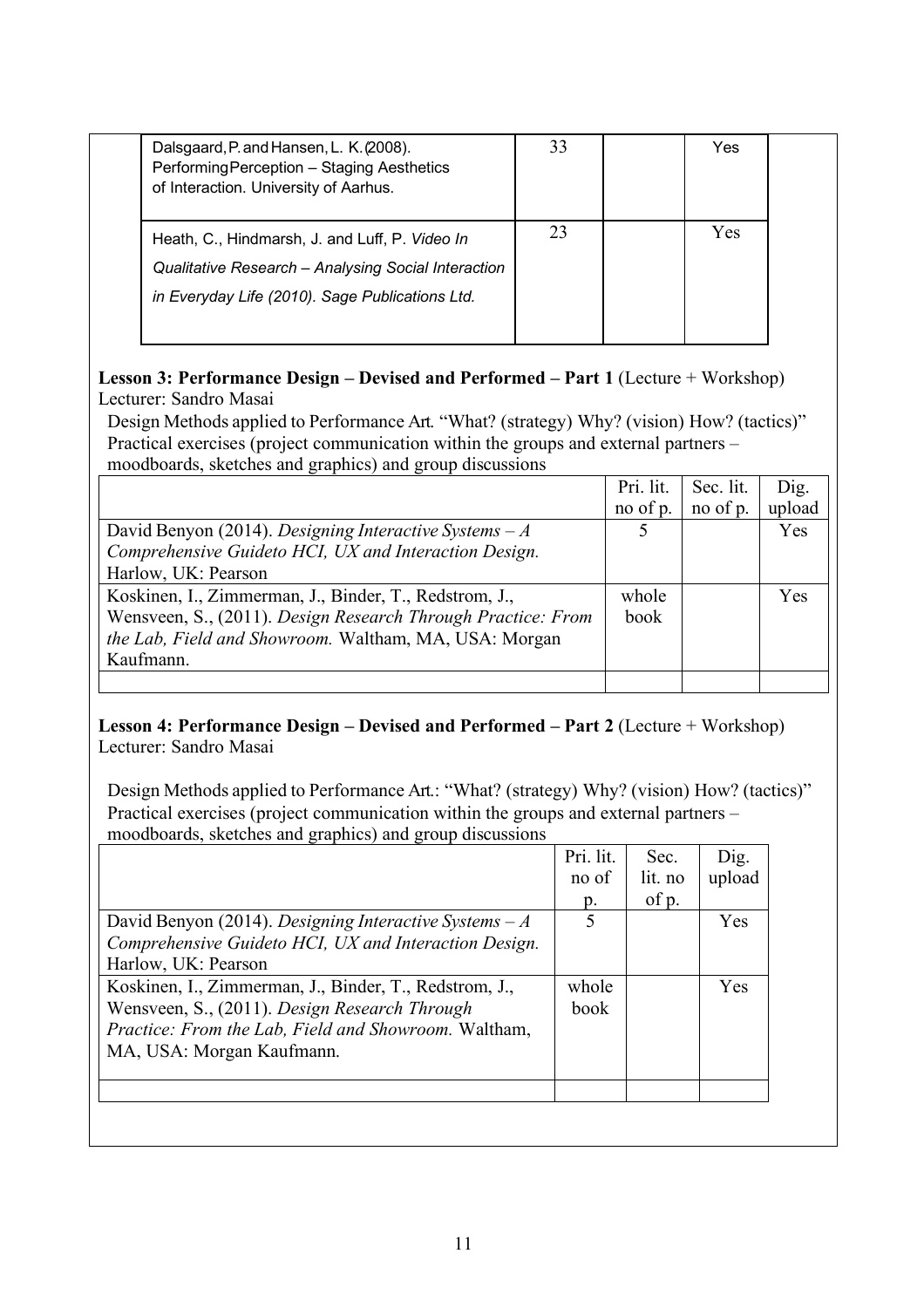| | | | |
|---|---|---|---|
| Dalsgaard, P. and Hansen, L. K. (2008). Performing Perception – Staging Aesthetics of Interaction. University of Aarhus. | 33 | | Yes |
| Heath, C., Hindmarsh, J. and Luff, P. *Video In Qualitative Research – Analysing Social Interaction in Everyday Life (2010). Sage Publications Ltd.* | 23 | | Yes |

**Lesson 3: Performance Design – Devised and Performed – Part 1** (Lecture + Workshop)
Lecturer: Sandro Masai

Design Methods applied to Performance Art. "What? (strategy) Why? (vision) How? (tactics)"
Practical exercises (project communication within the groups and external partners – moodboards, sketches and graphics) and group discussions

| | Pri. lit. no of p. | Sec. lit. no of p. | Dig. upload |
|---|---|---|---|
| David Benyon (2014). *Designing Interactive Systems – A Comprehensive Guideto HCI, UX and Interaction Design.* Harlow, UK: Pearson | 5 | | Yes |
| Koskinen, I., Zimmerman, J., Binder, T., Redstrom, J., Wensveen, S., (2011). *Design Research Through Practice: From the Lab, Field and Showroom.* Waltham, MA, USA: Morgan Kaufmann. | whole book | | Yes |
| | | | |

**Lesson 4: Performance Design – Devised and Performed – Part 2** (Lecture + Workshop)
Lecturer: Sandro Masai

Design Methods applied to Performance Art.: "What? (strategy) Why? (vision) How? (tactics)"
Practical exercises (project communication within the groups and external partners – moodboards, sketches and graphics) and group discussions

| | Pri. lit. no of p. | Sec. lit. no of p. | Dig. upload |
|---|---|---|---|
| David Benyon (2014). *Designing Interactive Systems – A Comprehensive Guideto HCI, UX and Interaction Design.* Harlow, UK: Pearson | 5 | | Yes |
| Koskinen, I., Zimmerman, J., Binder, T., Redstrom, J., Wensveen, S., (2011). *Design Research Through Practice: From the Lab, Field and Showroom.* Waltham, MA, USA: Morgan Kaufmann. | whole book | | Yes |
| | | | |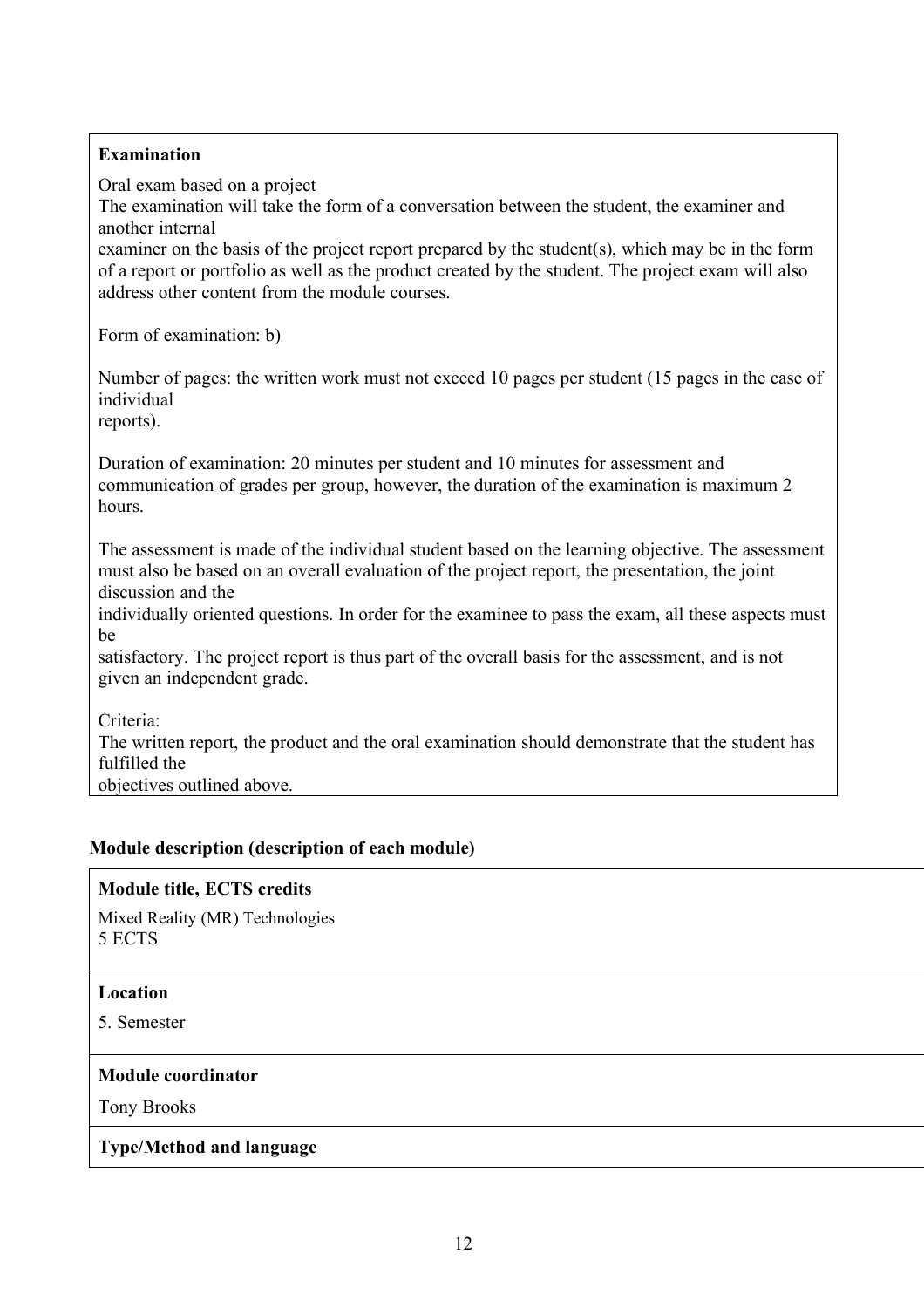**Examination**

Oral exam based on a project
The examination will take the form of a conversation between the student, the examiner and another internal examiner on the basis of the project report prepared by the student(s), which may be in the form of a report or portfolio as well as the product created by the student. The project exam will also address other content from the module courses.

Form of examination: b)

Number of pages: the written work must not exceed 10 pages per student (15 pages in the case of individual reports).

Duration of examination: 20 minutes per student and 10 minutes for assessment and communication of grades per group, however, the duration of the examination is maximum 2 hours.

The assessment is made of the individual student based on the learning objective. The assessment must also be based on an overall evaluation of the project report, the presentation, the joint discussion and the individually oriented questions. In order for the examinee to pass the exam, all these aspects must be satisfactory. The project report is thus part of the overall basis for the assessment, and is not given an independent grade.

Criteria:
The written report, the product and the oral examination should demonstrate that the student has fulfilled the objectives outlined above.

## Module description (description of each module)

**Module title, ECTS credits**

Mixed Reality (MR) Technologies
5 ECTS

**Location**

5. Semester

**Module coordinator**

Tony Brooks

**Type/Method and language**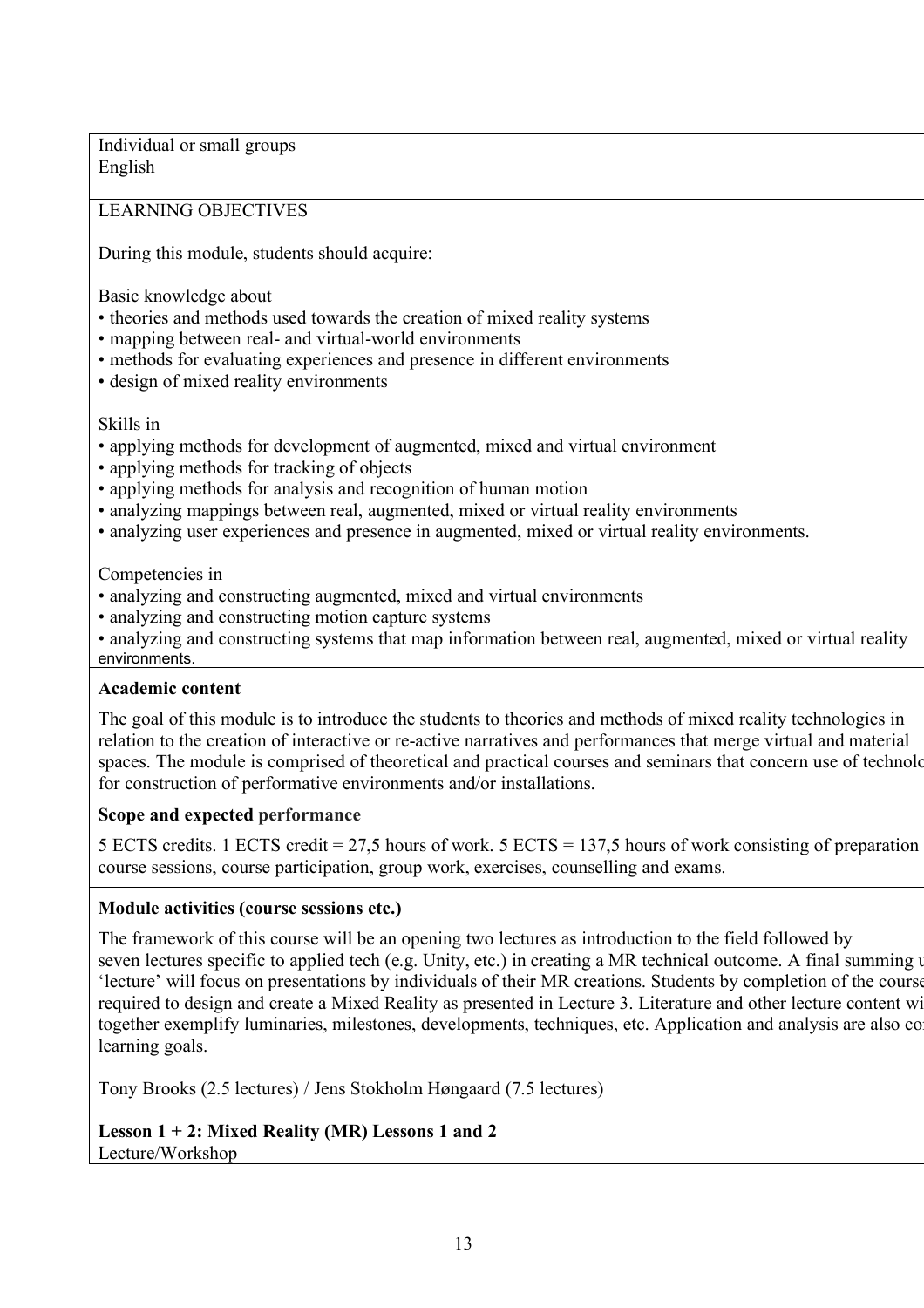Individual or small groups
English

LEARNING OBJECTIVES

During this module, students should acquire:

Basic knowledge about

- theories and methods used towards the creation of mixed reality systems
- mapping between real- and virtual-world environments
- methods for evaluating experiences and presence in different environments
- design of mixed reality environments

Skills in

- applying methods for development of augmented, mixed and virtual environment
- applying methods for tracking of objects
- applying methods for analysis and recognition of human motion
- analyzing mappings between real, augmented, mixed or virtual reality environments
- analyzing user experiences and presence in augmented, mixed or virtual reality environments.

Competencies in

- analyzing and constructing augmented, mixed and virtual environments
- analyzing and constructing motion capture systems
- analyzing and constructing systems that map information between real, augmented, mixed or virtual reality environments.

**Academic content**

The goal of this module is to introduce the students to theories and methods of mixed reality technologies in relation to the creation of interactive or re-active narratives and performances that merge virtual and material spaces. The module is comprised of theoretical and practical courses and seminars that concern use of technolo for construction of performative environments and/or installations.

**Scope and expected performance**

5 ECTS credits. 1 ECTS credit = 27,5 hours of work. 5 ECTS = 137,5 hours of work consisting of preparation course sessions, course participation, group work, exercises, counselling and exams.

**Module activities (course sessions etc.)**

The framework of this course will be an opening two lectures as introduction to the field followed by seven lectures specific to applied tech (e.g. Unity, etc.) in creating a MR technical outcome. A final summing u 'lecture' will focus on presentations by individuals of their MR creations. Students by completion of the course required to design and create a Mixed Reality as presented in Lecture 3. Literature and other lecture content wi together exemplify luminaries, milestones, developments, techniques, etc. Application and analysis are also co learning goals.

Tony Brooks (2.5 lectures) / Jens Stokholm Høngaard (7.5 lectures)

**Lesson 1 + 2: Mixed Reality (MR) Lessons 1 and 2**
Lecture/Workshop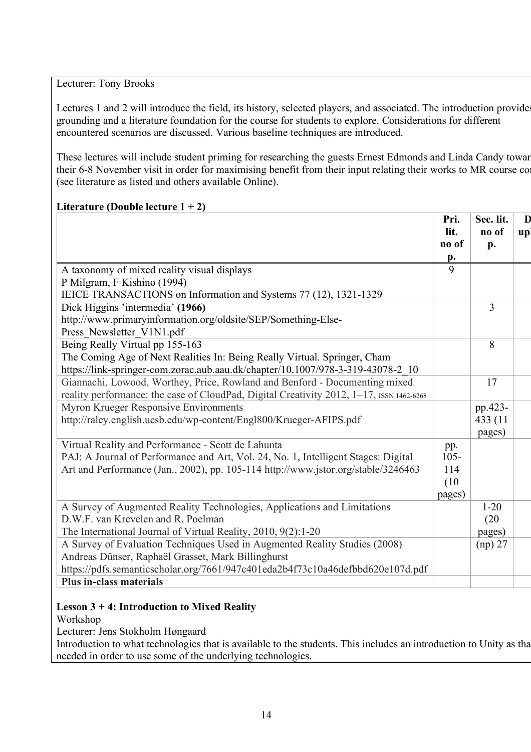Lecturer: Tony Brooks

Lectures 1 and 2 will introduce the field, its history, selected players, and associated. The introduction provides grounding and a literature foundation for the course for students to explore. Considerations for different encountered scenarios are discussed. Various baseline techniques are introduced.

These lectures will include student priming for researching the guests Ernest Edmonds and Linda Candy towar their 6-8 November visit in order for maximising benefit from their input relating their works to MR course co (see literature as listed and others available Online).

**Literature (Double lecture 1 + 2)**

| | **Pri. lit. no of p.** | **Sec. lit. no of p.** | **D up** |
|---|---|---|---|
| A taxonomy of mixed reality visual displays<br>P Milgram, F Kishino (1994)<br>IEICE TRANSACTIONS on Information and Systems 77 (12), 1321-1329 | 9 | | |
| Dick Higgins 'intermedia' **(1966)**<br>http://www.primaryinformation.org/oldsite/SEP/Something-Else-Press_Newsletter_V1N1.pdf | | 3 | |
| Being Really Virtual pp 155-163<br>The Coming Age of Next Realities In: Being Really Virtual. Springer, Cham<br>https://link-springer-com.zorac.aub.aau.dk/chapter/10.1007/978-3-319-43078-2_10 | | 8 | |
| Giannachi, Lowood, Worthey, Price, Rowland and Benford - Documenting mixed reality performance: the case of CloudPad, Digital Creativity 2012, 1–17, ISSN 1462-6268 | | 17 | |
| Myron Krueger Responsive Environments<br>http://raley.english.ucsb.edu/wp-content/Engl800/Krueger-AFIPS.pdf | | pp.423-433 (11 pages) | |
| Virtual Reality and Performance - Scott de Lahunta<br>PAJ: A Journal of Performance and Art, Vol. 24, No. 1, Intelligent Stages: Digital Art and Performance (Jan., 2002), pp. 105-114 http://www.jstor.org/stable/3246463 | pp. 105-114 (10 pages) | | |
| A Survey of Augmented Reality Technologies, Applications and Limitations<br>D.W.F. van Krevelen and R. Poelman<br>The International Journal of Virtual Reality, 2010, 9(2):1-20 | | 1-20 (20 pages) | |
| A Survey of Evaluation Techniques Used in Augmented Reality Studies (2008)<br>Andreas Dünser, Raphaël Grasset, Mark Billinghurst<br>https://pdfs.semanticscholar.org/7661/947c401eda2b4f73c10a46defbbd620e107d.pdf | | (np) 27 | |
| **Plus in-class materials** | | | |

**Lesson 3 + 4: Introduction to Mixed Reality**

Workshop

Lecturer: Jens Stokholm Høngaard

Introduction to what technologies that is available to the students. This includes an introduction to Unity as tha needed in order to use some of the underlying technologies.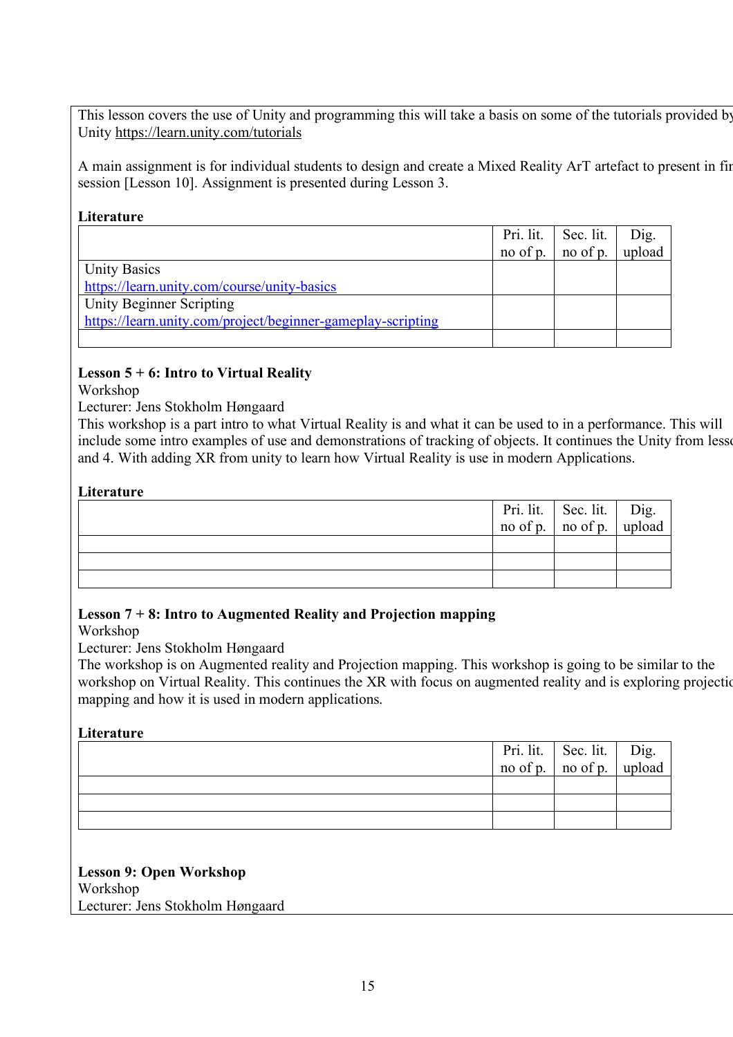This lesson covers the use of Unity and programming this will take a basis on some of the tutorials provided by Unity https://learn.unity.com/tutorials

A main assignment is for individual students to design and create a Mixed Reality ArT artefact to present in fir session [Lesson 10]. Assignment is presented during Lesson 3.

**Literature**

| | Pri. lit. no of p. | Sec. lit. no of p. | Dig. upload |
|---|---|---|---|
| Unity Basics https://learn.unity.com/course/unity-basics | | | |
| Unity Beginner Scripting https://learn.unity.com/project/beginner-gameplay-scripting | | | |
| | | | |

**Lesson 5 + 6: Intro to Virtual Reality**
Workshop
Lecturer: Jens Stokholm Høngaard
This workshop is a part intro to what Virtual Reality is and what it can be used to in a performance. This will include some intro examples of use and demonstrations of tracking of objects. It continues the Unity from lesso and 4. With adding XR from unity to learn how Virtual Reality is use in modern Applications.

**Literature**

| | Pri. lit. no of p. | Sec. lit. no of p. | Dig. upload |
|---|---|---|---|
| | | | |
| | | | |
| | | | |

**Lesson 7 + 8: Intro to Augmented Reality and Projection mapping**
Workshop
Lecturer: Jens Stokholm Høngaard
The workshop is on Augmented reality and Projection mapping. This workshop is going to be similar to the workshop on Virtual Reality. This continues the XR with focus on augmented reality and is exploring projectio mapping and how it is used in modern applications.

**Literature**

| | Pri. lit. no of p. | Sec. lit. no of p. | Dig. upload |
|---|---|---|---|
| | | | |
| | | | |
| | | | |

**Lesson 9: Open Workshop**
Workshop
Lecturer: Jens Stokholm Høngaard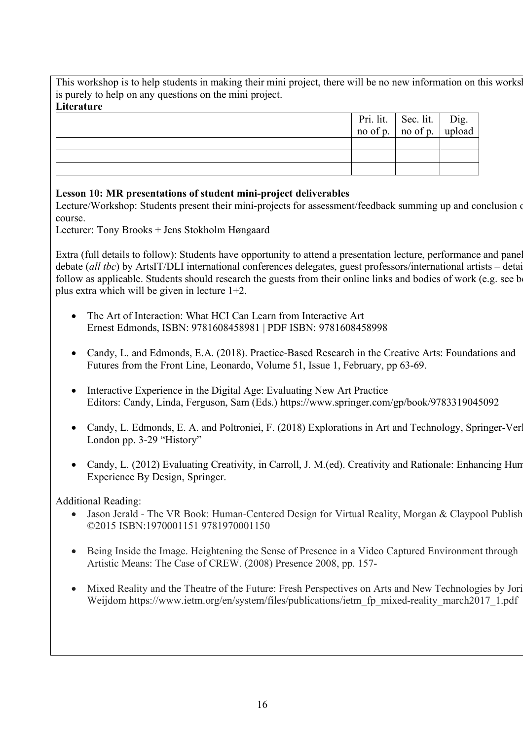This workshop is to help students in making their mini project, there will be no new information on this worksl is purely to help on any questions on the mini project.

**Literature**

| | Pri. lit. no of p. | Sec. lit. no of p. | Dig. upload |
|---|---|---|---|
| | | | |
| | | | |
| | | | |

**Lesson 10: MR presentations of student mini-project deliverables**

Lecture/Workshop: Students present their mini-projects for assessment/feedback summing up and conclusion c course.

Lecturer: Tony Brooks + Jens Stokholm Høngaard

Extra (full details to follow): Students have opportunity to attend a presentation lecture, performance and panel debate (*all tbc*) by ArtsIT/DLI international conferences delegates, guest professors/international artists – detai follow as applicable. Students should research the guests from their online links and bodies of work (e.g. see bo plus extra which will be given in lecture 1+2.

- The Art of Interaction: What HCI Can Learn from Interactive Art
  Ernest Edmonds, ISBN: 9781608458981 | PDF ISBN: 9781608458998
- Candy, L. and Edmonds, E.A. (2018). Practice-Based Research in the Creative Arts: Foundations and Futures from the Front Line, Leonardo, Volume 51, Issue 1, February, pp 63-69.
- Interactive Experience in the Digital Age: Evaluating New Art Practice
  Editors: Candy, Linda, Ferguson, Sam (Eds.) https://www.springer.com/gp/book/9783319045092
- Candy, L. Edmonds, E. A. and Poltroniei, F. (2018) Explorations in Art and Technology, Springer-Verl London pp. 3-29 "History"
- Candy, L. (2012) Evaluating Creativity, in Carroll, J. M.(ed). Creativity and Rationale: Enhancing Hum Experience By Design, Springer.

Additional Reading:

- Jason Jerald - The VR Book: Human-Centered Design for Virtual Reality, Morgan & Claypool Publish ©2015 ISBN:1970001151 9781970001150
- Being Inside the Image. Heightening the Sense of Presence in a Video Captured Environment through Artistic Means: The Case of CREW. (2008) Presence 2008, pp. 157-
- Mixed Reality and the Theatre of the Future: Fresh Perspectives on Arts and New Technologies by Jori Weijdom https://www.ietm.org/en/system/files/publications/ietm_fp_mixed-reality_march2017_1.pdf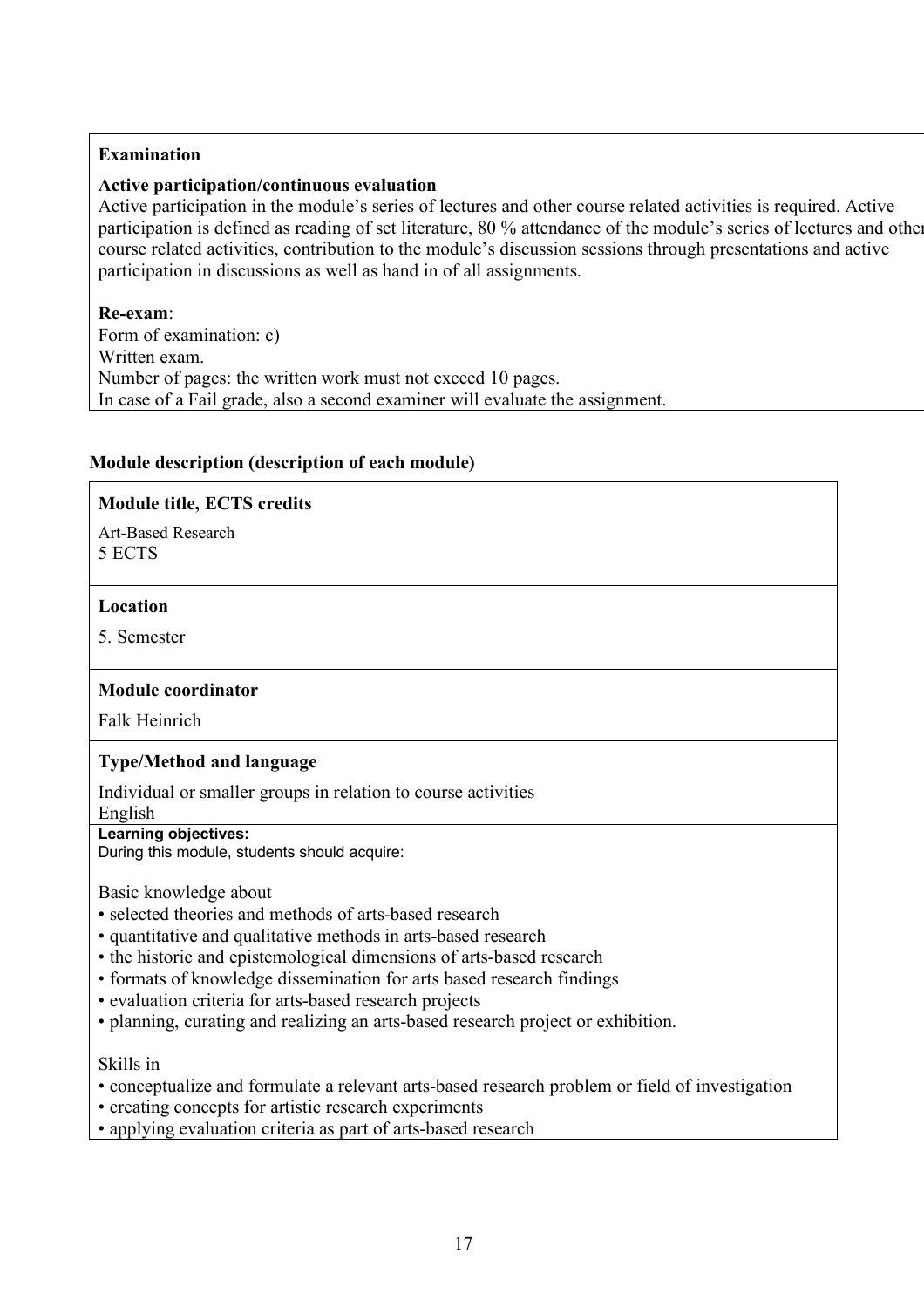**Examination**

**Active participation/continuous evaluation**
Active participation in the module's series of lectures and other course related activities is required. Active participation is defined as reading of set literature, 80 % attendance of the module's series of lectures and other course related activities, contribution to the module's discussion sessions through presentations and active participation in discussions as well as hand in of all assignments.

**Re-exam**:
Form of examination: c)
Written exam.
Number of pages: the written work must not exceed 10 pages.
In case of a Fail grade, also a second examiner will evaluate the assignment.

### Module description (description of each module)

**Module title, ECTS credits**

Art-Based Research
5 ECTS

**Location**

5. Semester

**Module coordinator**

Falk Heinrich

**Type/Method and language**

Individual or smaller groups in relation to course activities
English

**Learning objectives:**
During this module, students should acquire:

Basic knowledge about
- selected theories and methods of arts-based research
- quantitative and qualitative methods in arts-based research
- the historic and epistemological dimensions of arts-based research
- formats of knowledge dissemination for arts based research findings
- evaluation criteria for arts-based research projects
- planning, curating and realizing an arts-based research project or exhibition.

Skills in
- conceptualize and formulate a relevant arts-based research problem or field of investigation
- creating concepts for artistic research experiments
- applying evaluation criteria as part of arts-based research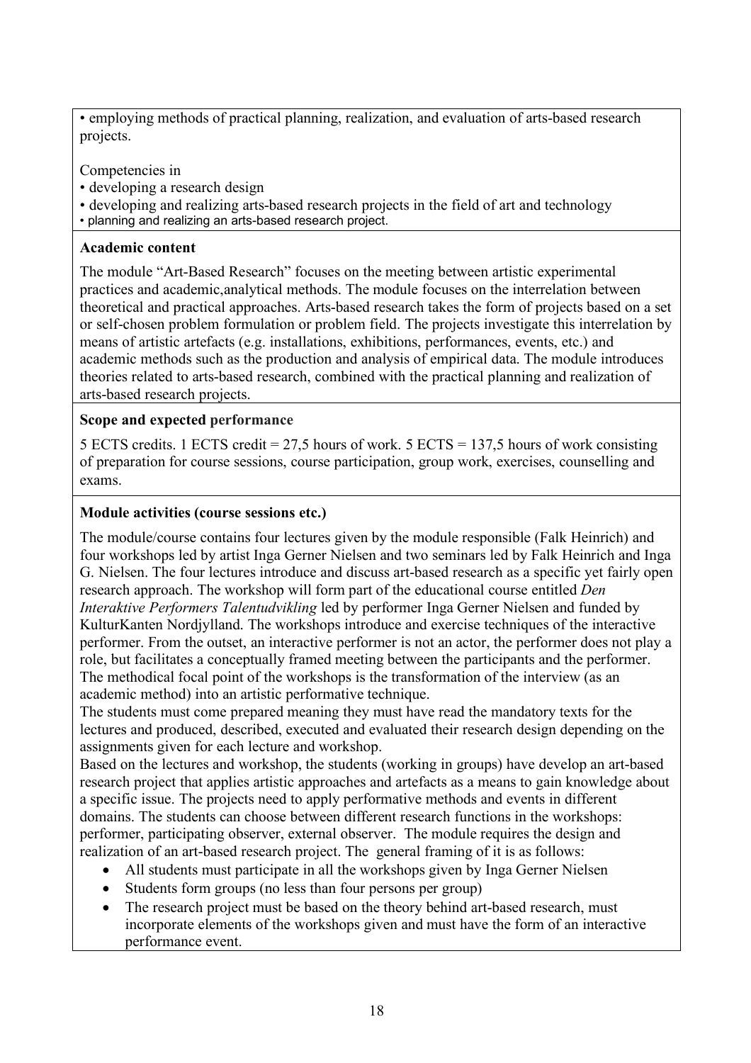• employing methods of practical planning, realization, and evaluation of arts-based research projects.

Competencies in
• developing a research design
• developing and realizing arts-based research projects in the field of art and technology
• planning and realizing an arts-based research project.

**Academic content**

The module "Art-Based Research" focuses on the meeting between artistic experimental practices and academic,analytical methods. The module focuses on the interrelation between theoretical and practical approaches. Arts-based research takes the form of projects based on a set or self-chosen problem formulation or problem field. The projects investigate this interrelation by means of artistic artefacts (e.g. installations, exhibitions, performances, events, etc.) and academic methods such as the production and analysis of empirical data. The module introduces theories related to arts-based research, combined with the practical planning and realization of arts-based research projects.

**Scope and expected performance**

5 ECTS credits. 1 ECTS credit = 27,5 hours of work. 5 ECTS = 137,5 hours of work consisting of preparation for course sessions, course participation, group work, exercises, counselling and exams.

**Module activities (course sessions etc.)**

The module/course contains four lectures given by the module responsible (Falk Heinrich) and four workshops led by artist Inga Gerner Nielsen and two seminars led by Falk Heinrich and Inga G. Nielsen. The four lectures introduce and discuss art-based research as a specific yet fairly open research approach. The workshop will form part of the educational course entitled *Den Interaktive Performers Talentudvikling* led by performer Inga Gerner Nielsen and funded by KulturKanten Nordjylland. The workshops introduce and exercise techniques of the interactive performer. From the outset, an interactive performer is not an actor, the performer does not play a role, but facilitates a conceptually framed meeting between the participants and the performer. The methodical focal point of the workshops is the transformation of the interview (as an academic method) into an artistic performative technique.
The students must come prepared meaning they must have read the mandatory texts for the lectures and produced, described, executed and evaluated their research design depending on the assignments given for each lecture and workshop.
Based on the lectures and workshop, the students (working in groups) have develop an art-based research project that applies artistic approaches and artefacts as a means to gain knowledge about a specific issue. The projects need to apply performative methods and events in different domains. The students can choose between different research functions in the workshops: performer, participating observer, external observer. The module requires the design and realization of an art-based research project. The general framing of it is as follows:

- All students must participate in all the workshops given by Inga Gerner Nielsen
- Students form groups (no less than four persons per group)
- The research project must be based on the theory behind art-based research, must incorporate elements of the workshops given and must have the form of an interactive performance event.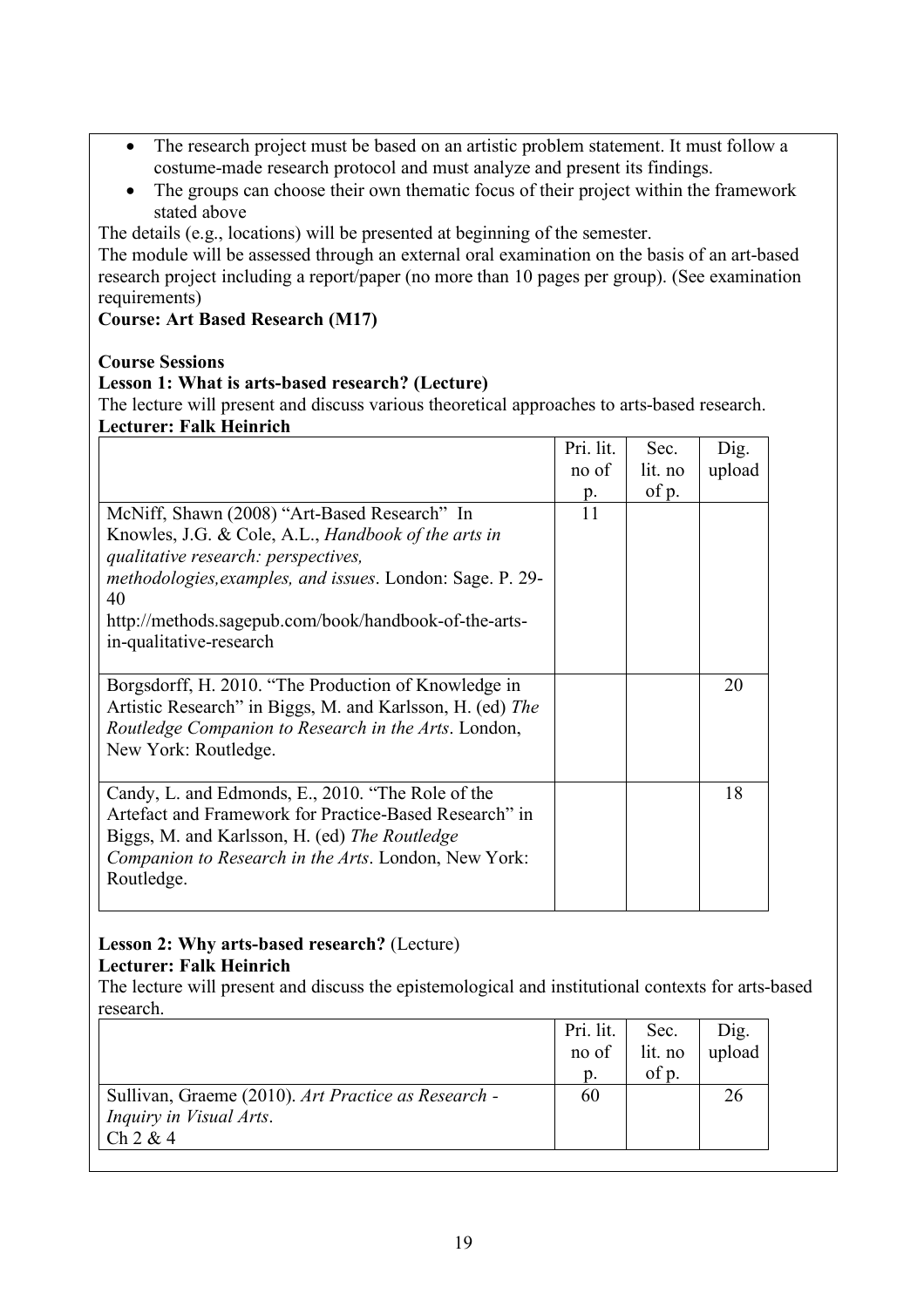- The research project must be based on an artistic problem statement. It must follow a costume-made research protocol and must analyze and present its findings.
- The groups can choose their own thematic focus of their project within the framework stated above

The details (e.g., locations) will be presented at beginning of the semester.
The module will be assessed through an external oral examination on the basis of an art-based research project including a report/paper (no more than 10 pages per group). (See examination requirements)

**Course: Art Based Research (M17)**

**Course Sessions**

**Lesson 1: What is arts-based research? (Lecture)**

The lecture will present and discuss various theoretical approaches to arts-based research.

**Lecturer: Falk Heinrich**

| | Pri. lit. no of p. | Sec. lit. no of p. | Dig. upload |
|---|---|---|---|
| McNiff, Shawn (2008) "Art-Based Research" In Knowles, J.G. & Cole, A.L., *Handbook of the arts in qualitative research: perspectives, methodologies,examples, and issues*. London: Sage. P. 29-40 http://methods.sagepub.com/book/handbook-of-the-arts-in-qualitative-research | 11 | | |
| Borgsdorff, H. 2010. "The Production of Knowledge in Artistic Research" in Biggs, M. and Karlsson, H. (ed) *The Routledge Companion to Research in the Arts*. London, New York: Routledge. | | | 20 |
| Candy, L. and Edmonds, E., 2010. "The Role of the Artefact and Framework for Practice-Based Research" in Biggs, M. and Karlsson, H. (ed) *The Routledge Companion to Research in the Arts*. London, New York: Routledge. | | | 18 |

**Lesson 2: Why arts-based research?** (Lecture)

**Lecturer: Falk Heinrich**

The lecture will present and discuss the epistemological and institutional contexts for arts-based research.

| | Pri. lit. no of p. | Sec. lit. no of p. | Dig. upload |
|---|---|---|---|
| Sullivan, Graeme (2010). *Art Practice as Research - Inquiry in Visual Arts*. Ch 2 & 4 | 60 | | 26 |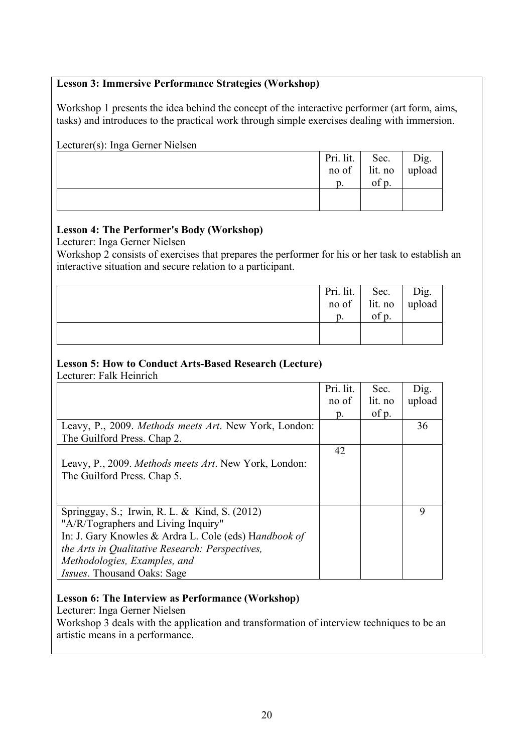**Lesson 3: Immersive Performance Strategies (Workshop)**

Workshop 1 presents the idea behind the concept of the interactive performer (art form, aims, tasks) and introduces to the practical work through simple exercises dealing with immersion.

Lecturer(s): Inga Gerner Nielsen

| | Pri. lit. no of p. | Sec. lit. no of p. | Dig. upload |
|---|---|---|---|
| | | | |

**Lesson 4: The Performer's Body (Workshop)**

Lecturer: Inga Gerner Nielsen

Workshop 2 consists of exercises that prepares the performer for his or her task to establish an interactive situation and secure relation to a participant.

| | Pri. lit. no of p. | Sec. lit. no of p. | Dig. upload |
|---|---|---|---|
| | | | |

**Lesson 5: How to Conduct Arts-Based Research (Lecture)**

Lecturer: Falk Heinrich

| | Pri. lit. no of p. | Sec. lit. no of p. | Dig. upload |
|---|---|---|---|
| Leavy, P., 2009. *Methods meets Art*. New York, London: The Guilford Press. Chap 2. | | | 36 |
| Leavy, P., 2009. *Methods meets Art*. New York, London: The Guilford Press. Chap 5. | 42 | | |
| Springgay, S.; Irwin, R. L. & Kind, S. (2012) "A/R/Tographers and Living Inquiry" In: J. Gary Knowles & Ardra L. Cole (eds) H*andbook of the Arts in Qualitative Research: Perspectives, Methodologies, Examples, and Issues*. Thousand Oaks: Sage | | | 9 |

**Lesson 6: The Interview as Performance (Workshop)**

Lecturer: Inga Gerner Nielsen

Workshop 3 deals with the application and transformation of interview techniques to be an artistic means in a performance.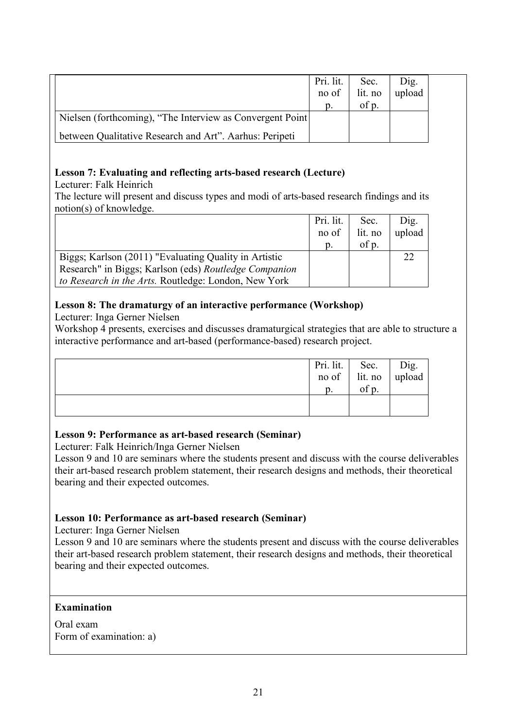| | Pri. lit. no of p. | Sec. lit. no of p. | Dig. upload |
|---|---|---|---|
| Nielsen (forthcoming), "The Interview as Convergent Point between Qualitative Research and Art". Aarhus: Peripeti | | | |

**Lesson 7: Evaluating and reflecting arts-based research (Lecture)**

Lecturer: Falk Heinrich

The lecture will present and discuss types and modi of arts-based research findings and its notion(s) of knowledge.

| | Pri. lit. no of p. | Sec. lit. no of p. | Dig. upload |
|---|---|---|---|
| Biggs; Karlson (2011) "Evaluating Quality in Artistic Research" in Biggs; Karlson (eds) *Routledge Companion to Research in the Arts.* Routledge: London, New York | | | 22 |

**Lesson 8: The dramaturgy of an interactive performance (Workshop)**

Lecturer: Inga Gerner Nielsen

Workshop 4 presents, exercises and discusses dramaturgical strategies that are able to structure a interactive performance and art-based (performance-based) research project.

| | Pri. lit. no of p. | Sec. lit. no of p. | Dig. upload |
|---|---|---|---|
| | | | |

**Lesson 9: Performance as art-based research (Seminar)**

Lecturer: Falk Heinrich/Inga Gerner Nielsen

Lesson 9 and 10 are seminars where the students present and discuss with the course deliverables their art-based research problem statement, their research designs and methods, their theoretical bearing and their expected outcomes.

**Lesson 10: Performance as art-based research (Seminar)**

Lecturer: Inga Gerner Nielsen

Lesson 9 and 10 are seminars where the students present and discuss with the course deliverables their art-based research problem statement, their research designs and methods, their theoretical bearing and their expected outcomes.

**Examination**

Oral exam

Form of examination: a)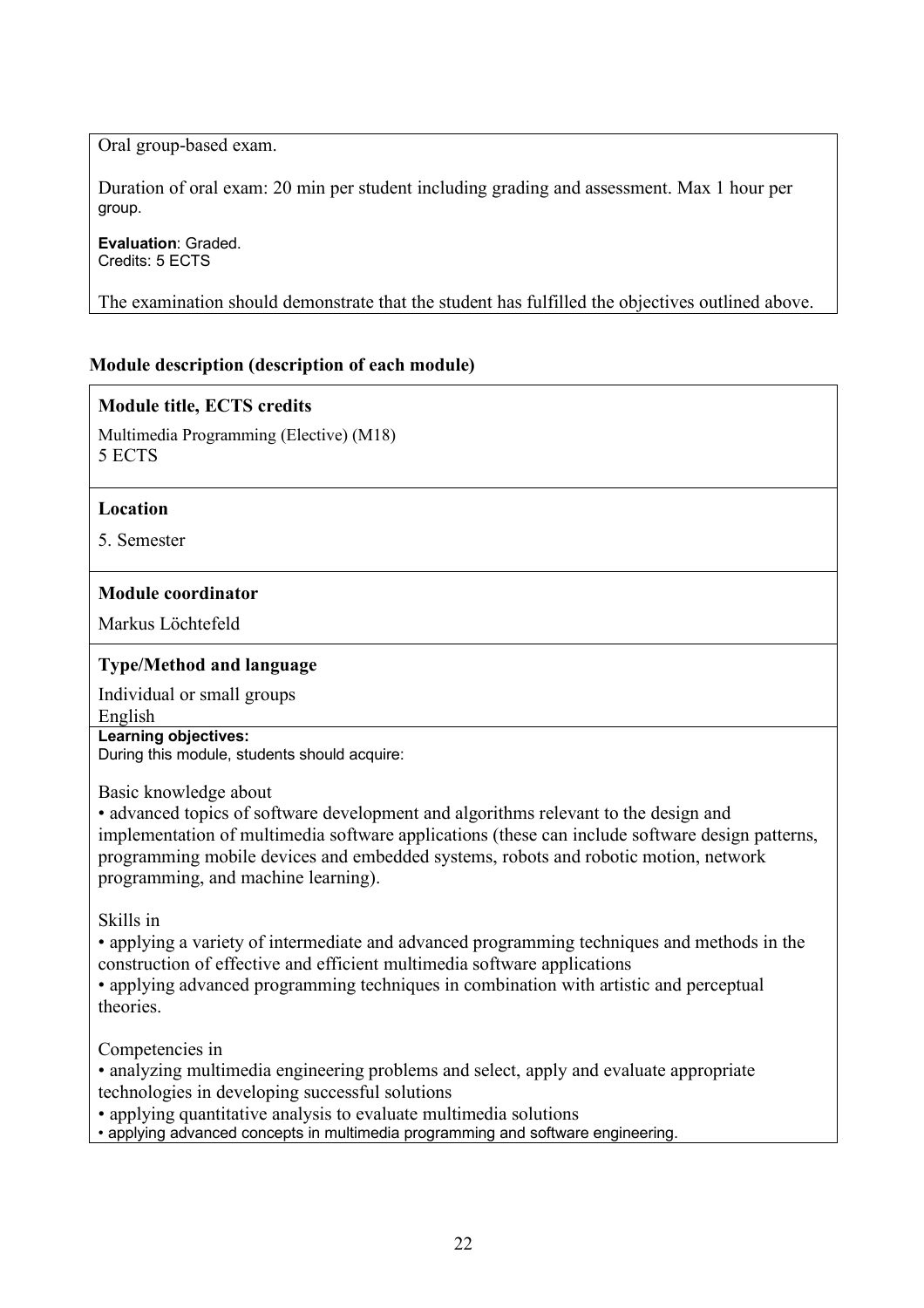Oral group-based exam.

Duration of oral exam: 20 min per student including grading and assessment. Max 1 hour per group.

**Evaluation**: Graded.
Credits: 5 ECTS

The examination should demonstrate that the student has fulfilled the objectives outlined above.

**Module description (description of each module)**

**Module title, ECTS credits**

Multimedia Programming (Elective) (M18)
5 ECTS

**Location**

5. Semester

**Module coordinator**

Markus Löchtefeld

**Type/Method and language**

Individual or small groups
English

**Learning objectives:**
During this module, students should acquire:

Basic knowledge about

- advanced topics of software development and algorithms relevant to the design and implementation of multimedia software applications (these can include software design patterns, programming mobile devices and embedded systems, robots and robotic motion, network programming, and machine learning).

Skills in

- applying a variety of intermediate and advanced programming techniques and methods in the construction of effective and efficient multimedia software applications
- applying advanced programming techniques in combination with artistic and perceptual theories.

Competencies in

- analyzing multimedia engineering problems and select, apply and evaluate appropriate technologies in developing successful solutions
- applying quantitative analysis to evaluate multimedia solutions
- applying advanced concepts in multimedia programming and software engineering.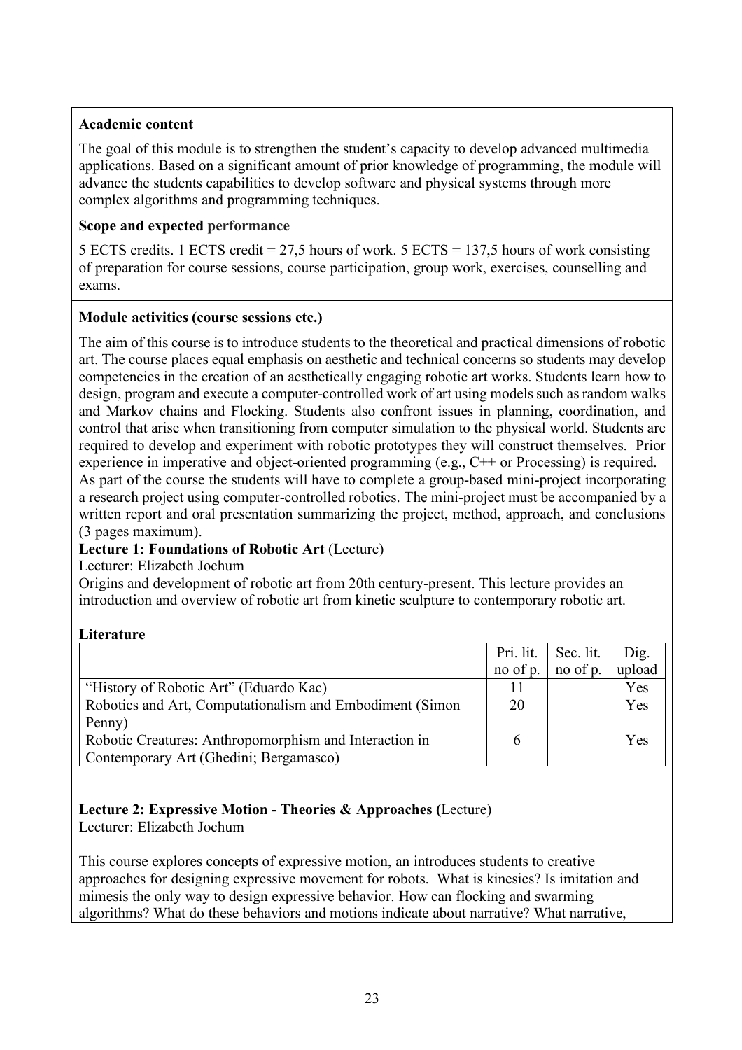**Academic content**

The goal of this module is to strengthen the student's capacity to develop advanced multimedia applications. Based on a significant amount of prior knowledge of programming, the module will advance the students capabilities to develop software and physical systems through more complex algorithms and programming techniques.

**Scope and expected performance**

5 ECTS credits. 1 ECTS credit = 27,5 hours of work. 5 ECTS = 137,5 hours of work consisting of preparation for course sessions, course participation, group work, exercises, counselling and exams.

**Module activities (course sessions etc.)**

The aim of this course is to introduce students to the theoretical and practical dimensions of robotic art. The course places equal emphasis on aesthetic and technical concerns so students may develop competencies in the creation of an aesthetically engaging robotic art works. Students learn how to design, program and execute a computer-controlled work of art using models such as random walks and Markov chains and Flocking. Students also confront issues in planning, coordination, and control that arise when transitioning from computer simulation to the physical world. Students are required to develop and experiment with robotic prototypes they will construct themselves. Prior experience in imperative and object-oriented programming (e.g., C++ or Processing) is required.
As part of the course the students will have to complete a group-based mini-project incorporating a research project using computer-controlled robotics. The mini-project must be accompanied by a written report and oral presentation summarizing the project, method, approach, and conclusions (3 pages maximum).

**Lecture 1: Foundations of Robotic Art** (Lecture)
Lecturer: Elizabeth Jochum
Origins and development of robotic art from 20th century-present. This lecture provides an introduction and overview of robotic art from kinetic sculpture to contemporary robotic art.

**Literature**

| | Pri. lit. no of p. | Sec. lit. no of p. | Dig. upload |
|---|---|---|---|
| "History of Robotic Art" (Eduardo Kac) | 11 | | Yes |
| Robotics and Art, Computationalism and Embodiment (Simon Penny) | 20 | | Yes |
| Robotic Creatures: Anthropomorphism and Interaction in Contemporary Art (Ghedini; Bergamasco) | 6 | | Yes |

**Lecture 2: Expressive Motion - Theories & Approaches (**Lecture)
Lecturer: Elizabeth Jochum

This course explores concepts of expressive motion, an introduces students to creative approaches for designing expressive movement for robots. What is kinesics? Is imitation and mimesis the only way to design expressive behavior. How can flocking and swarming algorithms? What do these behaviors and motions indicate about narrative? What narrative,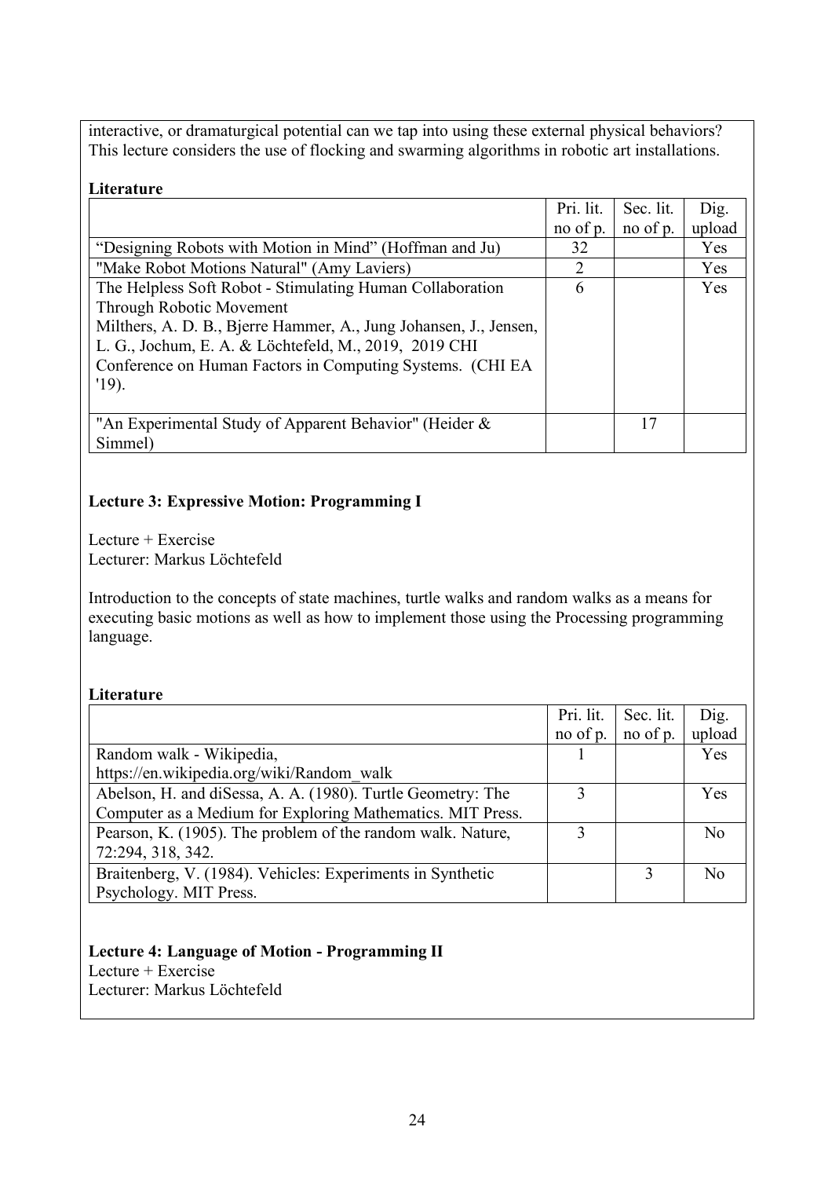interactive, or dramaturgical potential can we tap into using these external physical behaviors? This lecture considers the use of flocking and swarming algorithms in robotic art installations.

**Literature**

| | Pri. lit. no of p. | Sec. lit. no of p. | Dig. upload |
|---|---|---|---|
| “Designing Robots with Motion in Mind” (Hoffman and Ju) | 32 | | Yes |
| "Make Robot Motions Natural" (Amy Laviers) | 2 | | Yes |
| The Helpless Soft Robot - Stimulating Human Collaboration Through Robotic Movement Milthers, A. D. B., Bjerre Hammer, A., Jung Johansen, J., Jensen, L. G., Jochum, E. A. & Löchtefeld, M., 2019, 2019 CHI Conference on Human Factors in Computing Systems. (CHI EA '19). | 6 | | Yes |
| "An Experimental Study of Apparent Behavior" (Heider & Simmel) | | 17 | |

**Lecture 3: Expressive Motion: Programming I**

Lecture + Exercise
Lecturer: Markus Löchtefeld

Introduction to the concepts of state machines, turtle walks and random walks as a means for executing basic motions as well as how to implement those using the Processing programming language.

**Literature**

| | Pri. lit. no of p. | Sec. lit. no of p. | Dig. upload |
|---|---|---|---|
| Random walk - Wikipedia, https://en.wikipedia.org/wiki/Random_walk | 1 | | Yes |
| Abelson, H. and diSessa, A. A. (1980). Turtle Geometry: The Computer as a Medium for Exploring Mathematics. MIT Press. | 3 | | Yes |
| Pearson, K. (1905). The problem of the random walk. Nature, 72:294, 318, 342. | 3 | | No |
| Braitenberg, V. (1984). Vehicles: Experiments in Synthetic Psychology. MIT Press. | | 3 | No |

**Lecture 4: Language of Motion - Programming II**

Lecture + Exercise
Lecturer: Markus Löchtefeld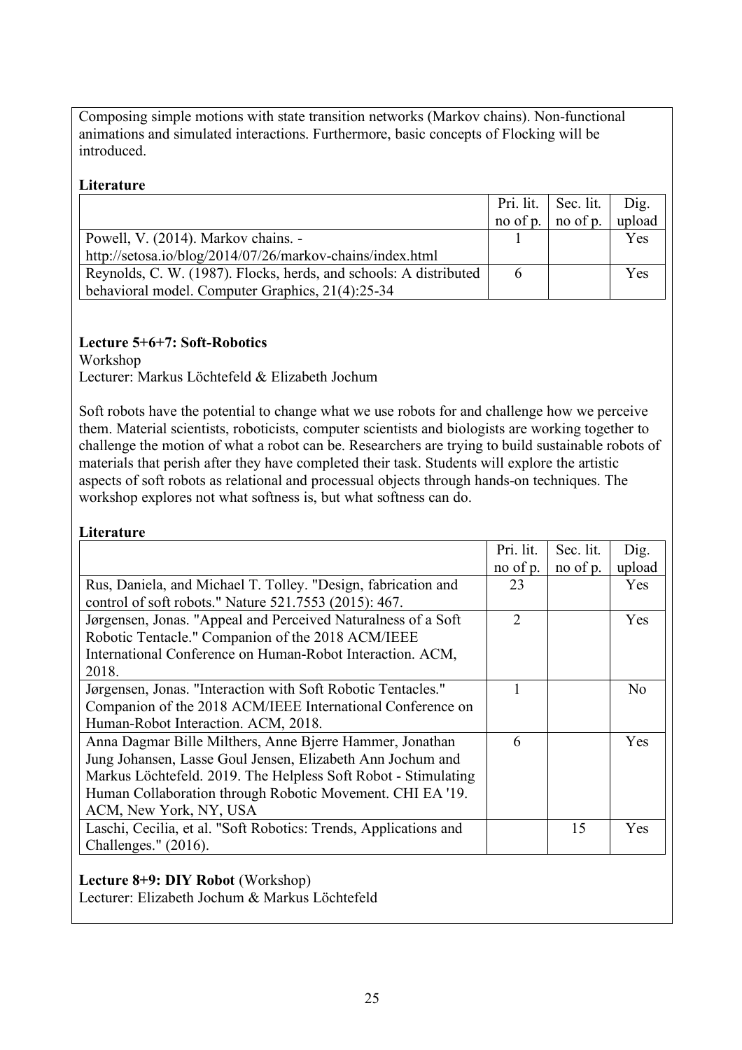Composing simple motions with state transition networks (Markov chains). Non-functional animations and simulated interactions. Furthermore, basic concepts of Flocking will be introduced.

**Literature**

| | Pri. lit. no of p. | Sec. lit. no of p. | Dig. upload |
|---|---|---|---|
| Powell, V. (2014). Markov chains. - http://setosa.io/blog/2014/07/26/markov-chains/index.html | 1 | | Yes |
| Reynolds, C. W. (1987). Flocks, herds, and schools: A distributed behavioral model. Computer Graphics, 21(4):25-34 | 6 | | Yes |

**Lecture 5+6+7: Soft-Robotics**

Workshop

Lecturer: Markus Löchtefeld & Elizabeth Jochum

Soft robots have the potential to change what we use robots for and challenge how we perceive them. Material scientists, roboticists, computer scientists and biologists are working together to challenge the motion of what a robot can be. Researchers are trying to build sustainable robots of materials that perish after they have completed their task. Students will explore the artistic aspects of soft robots as relational and processual objects through hands-on techniques. The workshop explores not what softness is, but what softness can do.

**Literature**

| | Pri. lit. no of p. | Sec. lit. no of p. | Dig. upload |
|---|---|---|---|
| Rus, Daniela, and Michael T. Tolley. "Design, fabrication and control of soft robots." Nature 521.7553 (2015): 467. | 23 | | Yes |
| Jørgensen, Jonas. "Appeal and Perceived Naturalness of a Soft Robotic Tentacle." Companion of the 2018 ACM/IEEE International Conference on Human-Robot Interaction. ACM, 2018. | 2 | | Yes |
| Jørgensen, Jonas. "Interaction with Soft Robotic Tentacles." Companion of the 2018 ACM/IEEE International Conference on Human-Robot Interaction. ACM, 2018. | 1 | | No |
| Anna Dagmar Bille Milthers, Anne Bjerre Hammer, Jonathan Jung Johansen, Lasse Goul Jensen, Elizabeth Ann Jochum and Markus Löchtefeld. 2019. The Helpless Soft Robot - Stimulating Human Collaboration through Robotic Movement. CHI EA '19. ACM, New York, NY, USA | 6 | | Yes |
| Laschi, Cecilia, et al. "Soft Robotics: Trends, Applications and Challenges." (2016). | | 15 | Yes |

**Lecture 8+9: DIY Robot** (Workshop)

Lecturer: Elizabeth Jochum & Markus Löchtefeld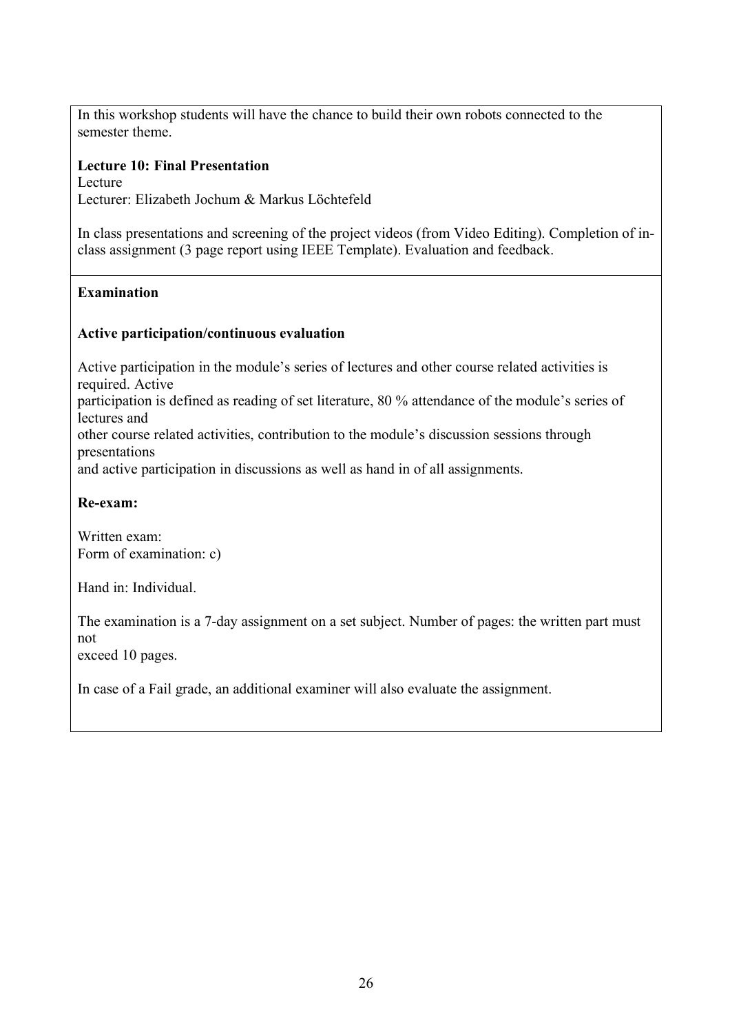In this workshop students will have the chance to build their own robots connected to the semester theme.

**Lecture 10: Final Presentation**
Lecture
Lecturer: Elizabeth Jochum & Markus Löchtefeld

In class presentations and screening of the project videos (from Video Editing). Completion of in-class assignment (3 page report using IEEE Template). Evaluation and feedback.

**Examination**

**Active participation/continuous evaluation**

Active participation in the module's series of lectures and other course related activities is required. Active participation is defined as reading of set literature, 80 % attendance of the module's series of lectures and other course related activities, contribution to the module's discussion sessions through presentations and active participation in discussions as well as hand in of all assignments.

**Re-exam:**

Written exam:
Form of examination: c)

Hand in: Individual.

The examination is a 7-day assignment on a set subject. Number of pages: the written part must not exceed 10 pages.

In case of a Fail grade, an additional examiner will also evaluate the assignment.